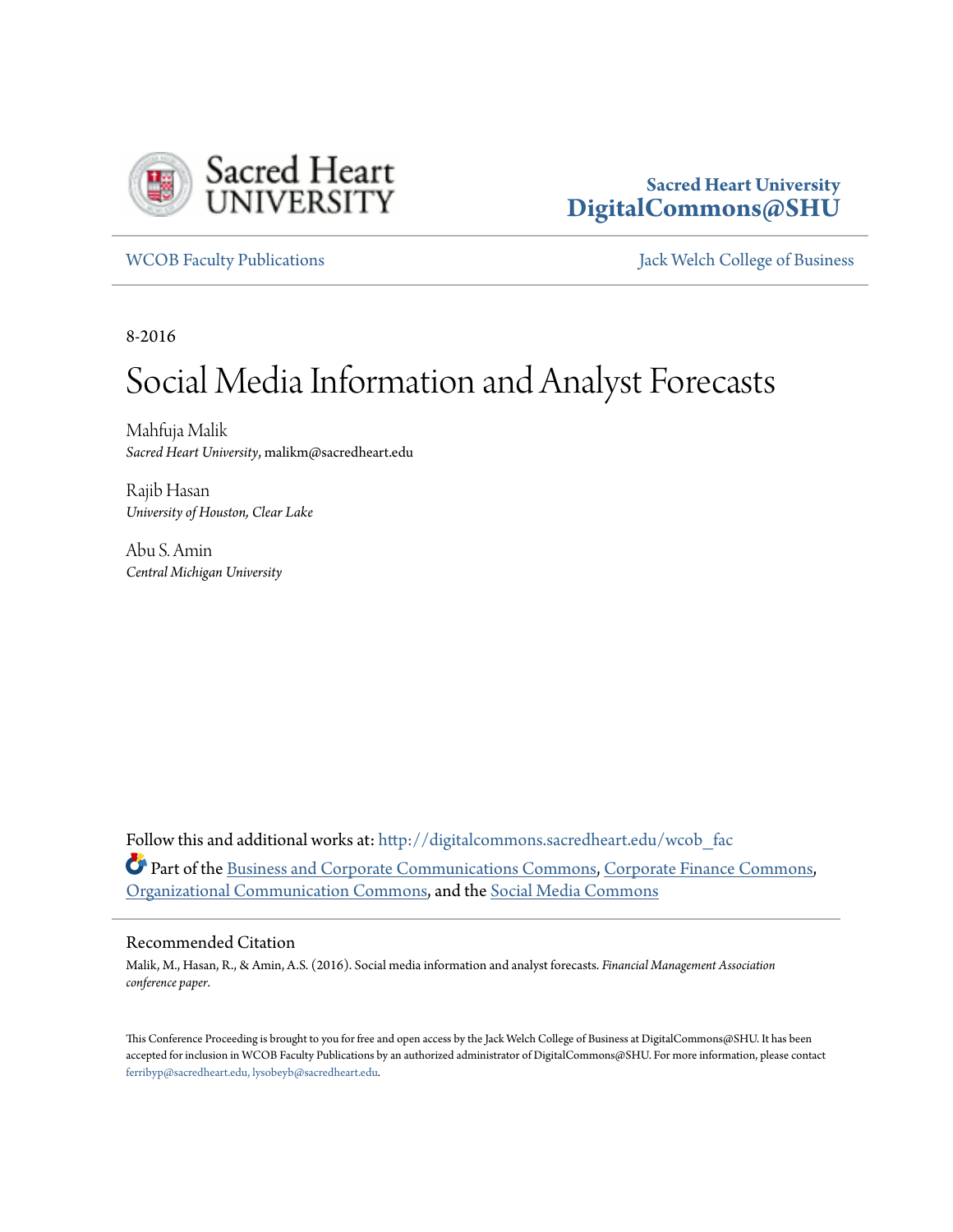Sacred Heart University

**Sacred Heart University**
**DigitalCommons@SHU**

WCOB Faculty Publications | Jack Welch College of Business

8-2016

# Social Media Information and Analyst Forecasts

Mahfuja Malik
*Sacred Heart University*, malikm@sacredheart.edu

Rajib Hasan
*University of Houston, Clear Lake*

Abu S. Amin
*Central Michigan University*

Follow this and additional works at: http://digitalcommons.sacredheart.edu/wcob_fac

Part of the Business and Corporate Communications Commons, Corporate Finance Commons, Organizational Communication Commons, and the Social Media Commons

## Recommended Citation

Malik, M., Hasan, R., & Amin, A.S. (2016). Social media information and analyst forecasts. *Financial Management Association conference paper*.

This Conference Proceeding is brought to you for free and open access by the Jack Welch College of Business at DigitalCommons@SHU. It has been accepted for inclusion in WCOB Faculty Publications by an authorized administrator of DigitalCommons@SHU. For more information, please contact ferribyp@sacredheart.edu, lysobeyb@sacredheart.edu.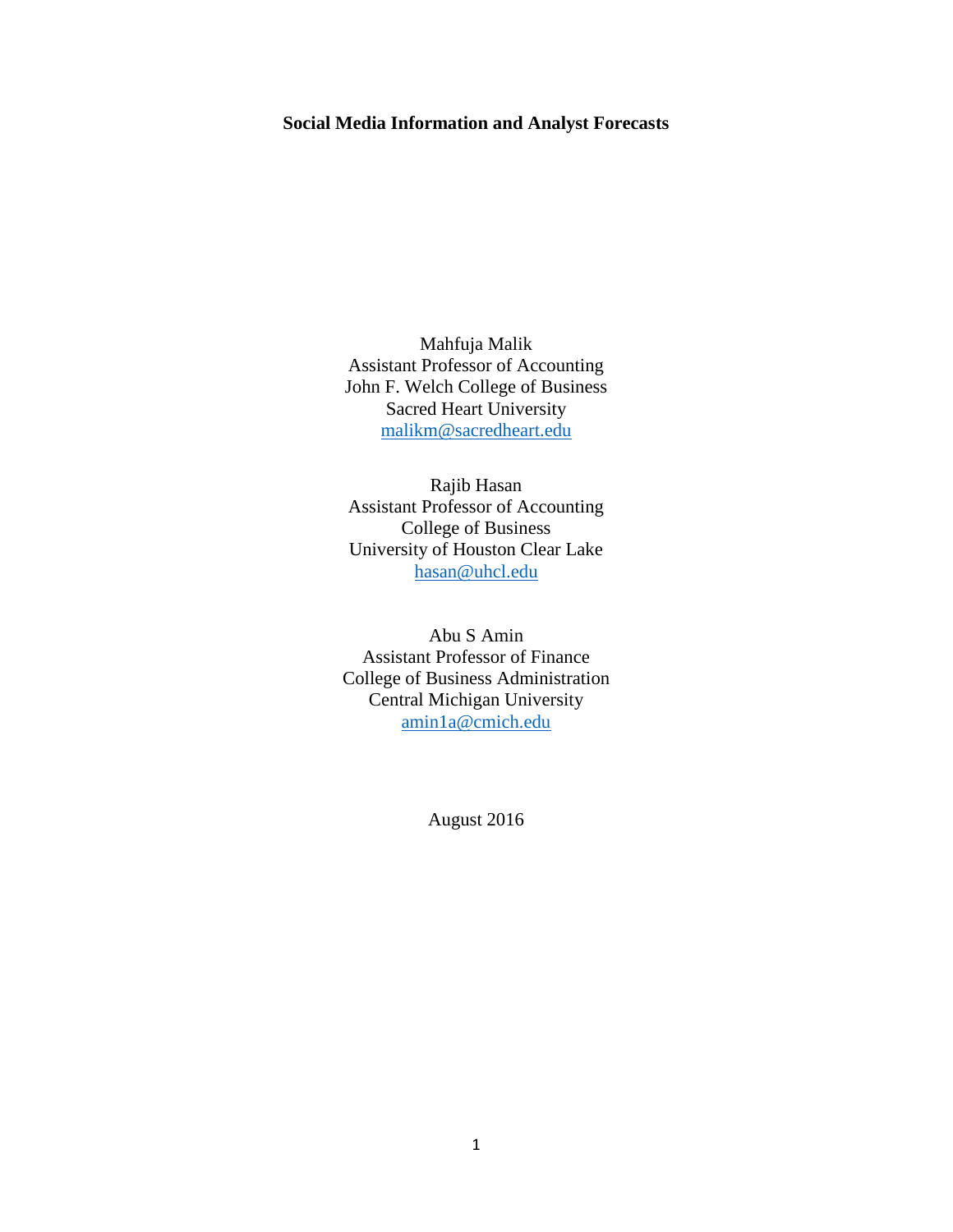# Social Media Information and Analyst Forecasts

Mahfuja Malik
Assistant Professor of Accounting
John F. Welch College of Business
Sacred Heart University
malikm@sacredheart.edu

Rajib Hasan
Assistant Professor of Accounting
College of Business
University of Houston Clear Lake
hasan@uhcl.edu

Abu S Amin
Assistant Professor of Finance
College of Business Administration
Central Michigan University
amin1a@cmich.edu

August 2016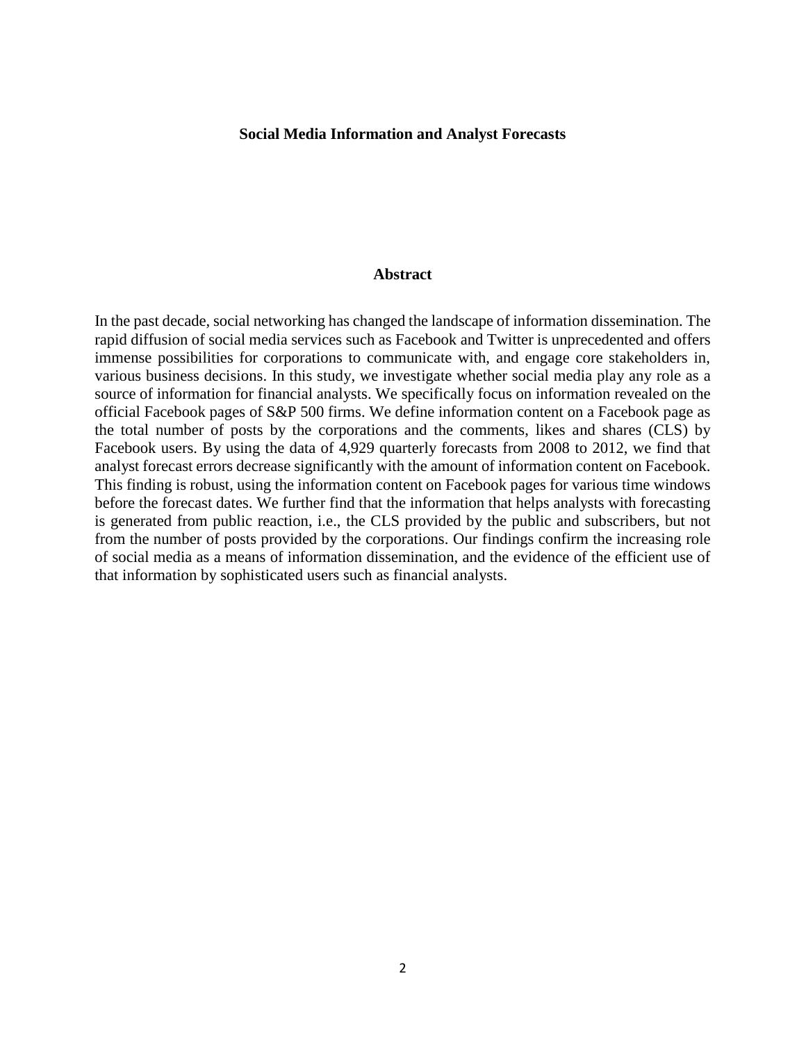# Social Media Information and Analyst Forecasts

## Abstract

In the past decade, social networking has changed the landscape of information dissemination. The rapid diffusion of social media services such as Facebook and Twitter is unprecedented and offers immense possibilities for corporations to communicate with, and engage core stakeholders in, various business decisions. In this study, we investigate whether social media play any role as a source of information for financial analysts. We specifically focus on information revealed on the official Facebook pages of S&P 500 firms. We define information content on a Facebook page as the total number of posts by the corporations and the comments, likes and shares (CLS) by Facebook users. By using the data of 4,929 quarterly forecasts from 2008 to 2012, we find that analyst forecast errors decrease significantly with the amount of information content on Facebook. This finding is robust, using the information content on Facebook pages for various time windows before the forecast dates. We further find that the information that helps analysts with forecasting is generated from public reaction, i.e., the CLS provided by the public and subscribers, but not from the number of posts provided by the corporations. Our findings confirm the increasing role of social media as a means of information dissemination, and the evidence of the efficient use of that information by sophisticated users such as financial analysts.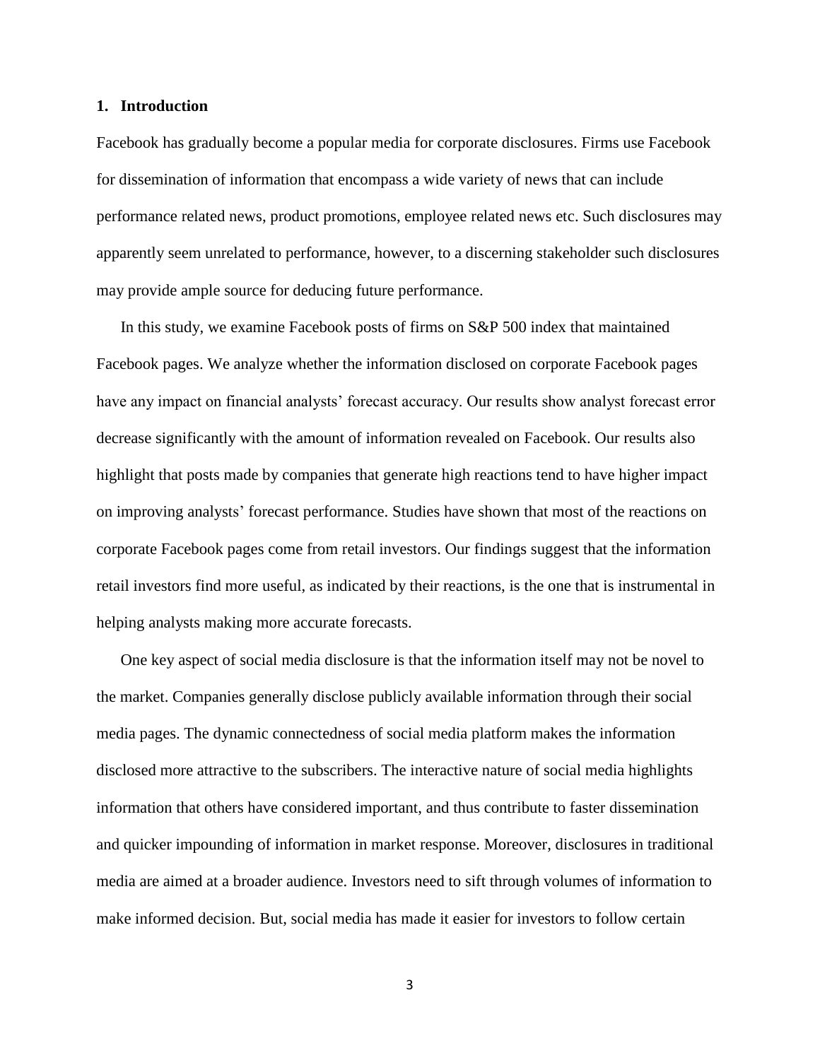## 1. Introduction

Facebook has gradually become a popular media for corporate disclosures. Firms use Facebook for dissemination of information that encompass a wide variety of news that can include performance related news, product promotions, employee related news etc. Such disclosures may apparently seem unrelated to performance, however, to a discerning stakeholder such disclosures may provide ample source for deducing future performance.

In this study, we examine Facebook posts of firms on S&P 500 index that maintained Facebook pages. We analyze whether the information disclosed on corporate Facebook pages have any impact on financial analysts' forecast accuracy. Our results show analyst forecast error decrease significantly with the amount of information revealed on Facebook. Our results also highlight that posts made by companies that generate high reactions tend to have higher impact on improving analysts' forecast performance. Studies have shown that most of the reactions on corporate Facebook pages come from retail investors. Our findings suggest that the information retail investors find more useful, as indicated by their reactions, is the one that is instrumental in helping analysts making more accurate forecasts.

One key aspect of social media disclosure is that the information itself may not be novel to the market. Companies generally disclose publicly available information through their social media pages. The dynamic connectedness of social media platform makes the information disclosed more attractive to the subscribers. The interactive nature of social media highlights information that others have considered important, and thus contribute to faster dissemination and quicker impounding of information in market response. Moreover, disclosures in traditional media are aimed at a broader audience. Investors need to sift through volumes of information to make informed decision. But, social media has made it easier for investors to follow certain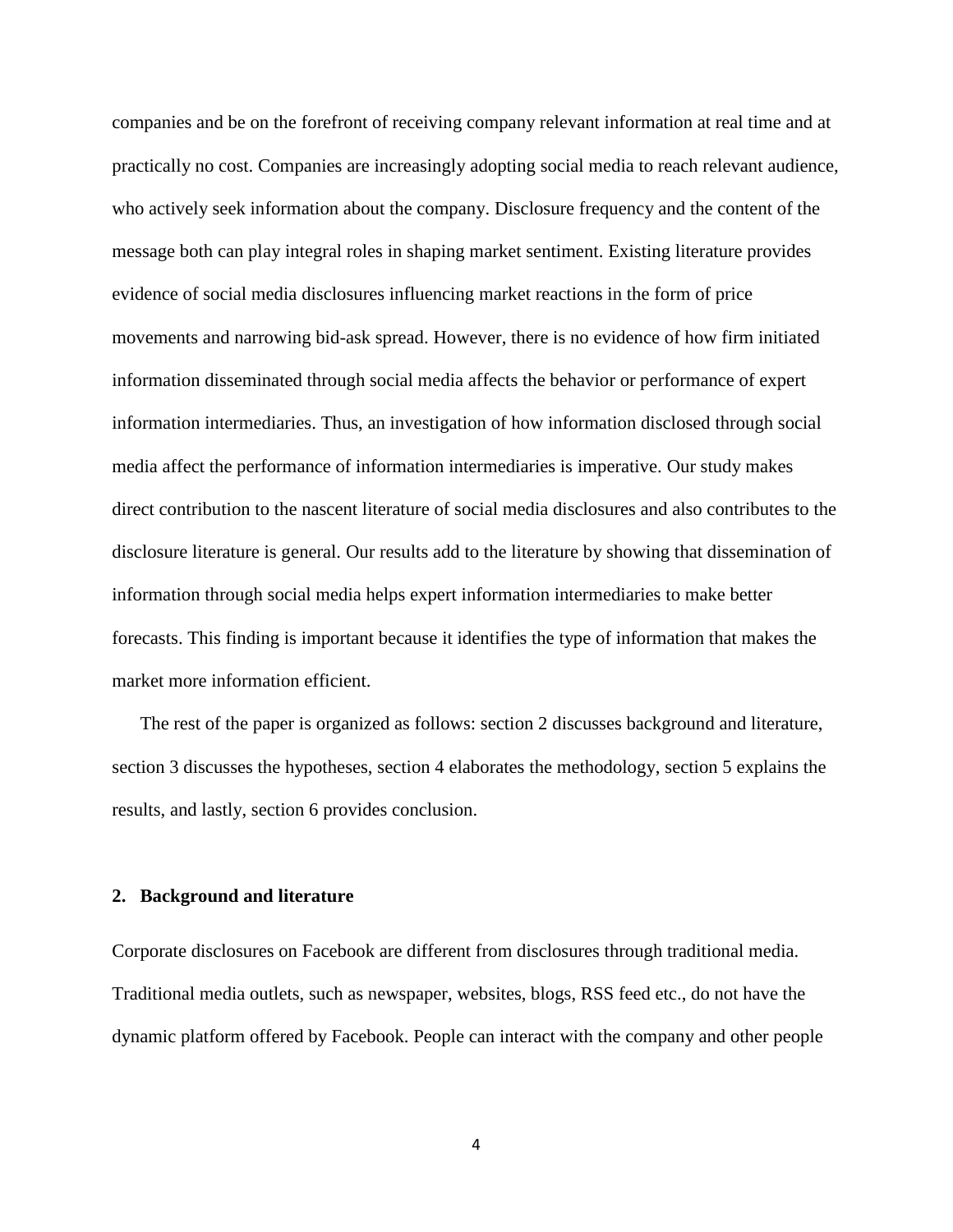companies and be on the forefront of receiving company relevant information at real time and at practically no cost. Companies are increasingly adopting social media to reach relevant audience, who actively seek information about the company. Disclosure frequency and the content of the message both can play integral roles in shaping market sentiment. Existing literature provides evidence of social media disclosures influencing market reactions in the form of price movements and narrowing bid-ask spread. However, there is no evidence of how firm initiated information disseminated through social media affects the behavior or performance of expert information intermediaries. Thus, an investigation of how information disclosed through social media affect the performance of information intermediaries is imperative. Our study makes direct contribution to the nascent literature of social media disclosures and also contributes to the disclosure literature is general. Our results add to the literature by showing that dissemination of information through social media helps expert information intermediaries to make better forecasts. This finding is important because it identifies the type of information that makes the market more information efficient.

The rest of the paper is organized as follows: section 2 discusses background and literature, section 3 discusses the hypotheses, section 4 elaborates the methodology, section 5 explains the results, and lastly, section 6 provides conclusion.

## 2. Background and literature

Corporate disclosures on Facebook are different from disclosures through traditional media. Traditional media outlets, such as newspaper, websites, blogs, RSS feed etc., do not have the dynamic platform offered by Facebook. People can interact with the company and other people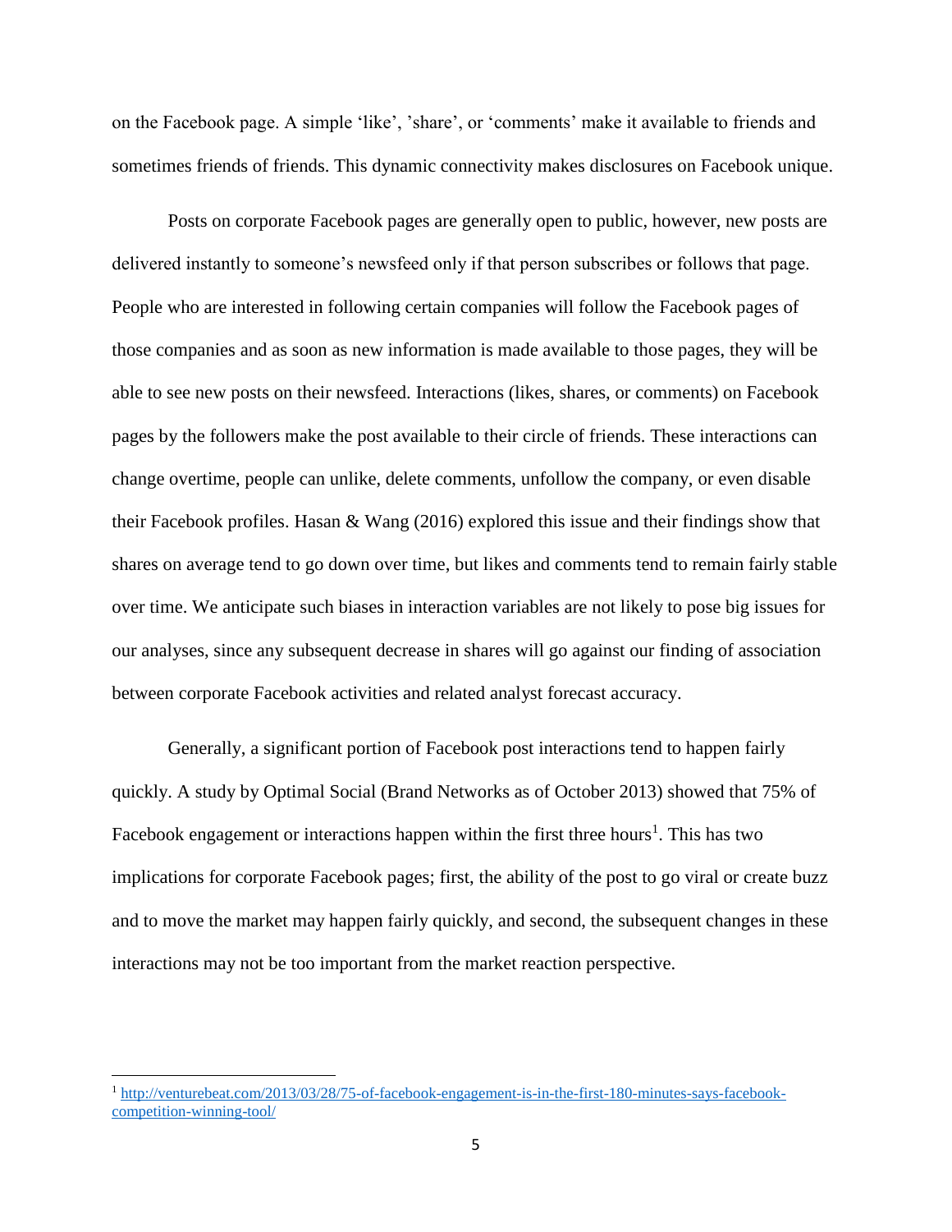on the Facebook page. A simple 'like', 'share', or 'comments' make it available to friends and sometimes friends of friends. This dynamic connectivity makes disclosures on Facebook unique.

Posts on corporate Facebook pages are generally open to public, however, new posts are delivered instantly to someone's newsfeed only if that person subscribes or follows that page. People who are interested in following certain companies will follow the Facebook pages of those companies and as soon as new information is made available to those pages, they will be able to see new posts on their newsfeed. Interactions (likes, shares, or comments) on Facebook pages by the followers make the post available to their circle of friends. These interactions can change overtime, people can unlike, delete comments, unfollow the company, or even disable their Facebook profiles. Hasan & Wang (2016) explored this issue and their findings show that shares on average tend to go down over time, but likes and comments tend to remain fairly stable over time. We anticipate such biases in interaction variables are not likely to pose big issues for our analyses, since any subsequent decrease in shares will go against our finding of association between corporate Facebook activities and related analyst forecast accuracy.

Generally, a significant portion of Facebook post interactions tend to happen fairly quickly. A study by Optimal Social (Brand Networks as of October 2013) showed that 75% of Facebook engagement or interactions happen within the first three hours[1]. This has two implications for corporate Facebook pages; first, the ability of the post to go viral or create buzz and to move the market may happen fairly quickly, and second, the subsequent changes in these interactions may not be too important from the market reaction perspective.

[1] http://venturebeat.com/2013/03/28/75-of-facebook-engagement-is-in-the-first-180-minutes-says-facebook-competition-winning-tool/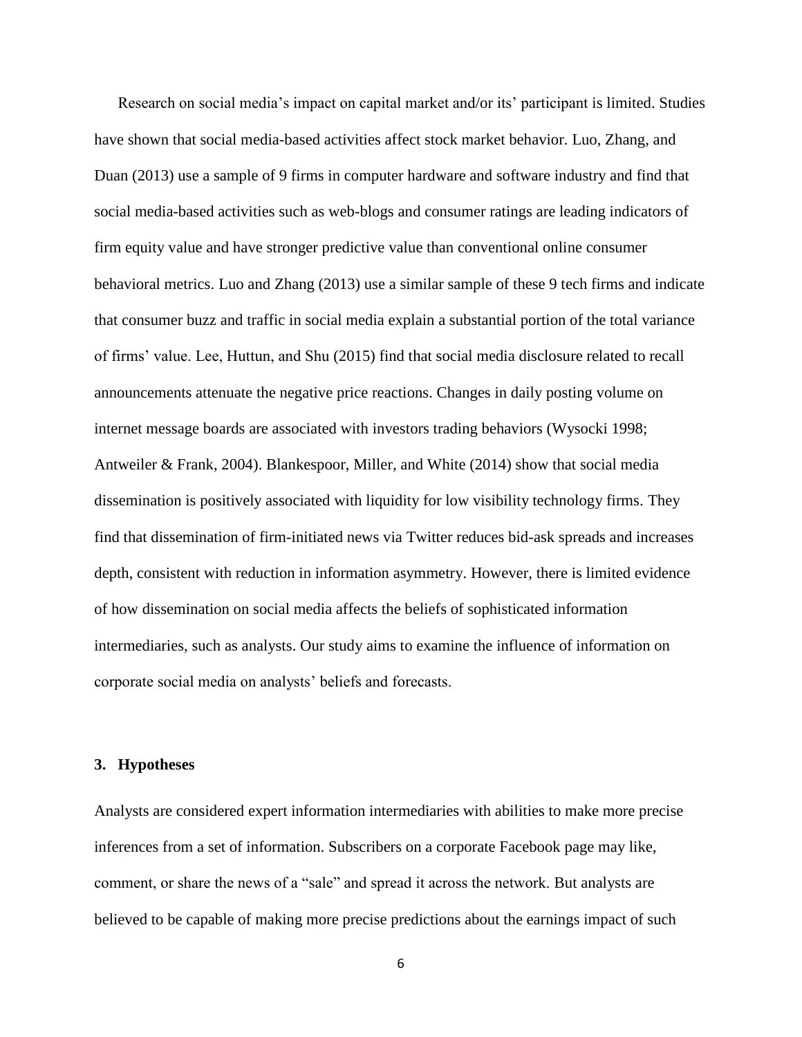Research on social media's impact on capital market and/or its' participant is limited. Studies have shown that social media-based activities affect stock market behavior. Luo, Zhang, and Duan (2013) use a sample of 9 firms in computer hardware and software industry and find that social media-based activities such as web-blogs and consumer ratings are leading indicators of firm equity value and have stronger predictive value than conventional online consumer behavioral metrics. Luo and Zhang (2013) use a similar sample of these 9 tech firms and indicate that consumer buzz and traffic in social media explain a substantial portion of the total variance of firms' value. Lee, Huttun, and Shu (2015) find that social media disclosure related to recall announcements attenuate the negative price reactions. Changes in daily posting volume on internet message boards are associated with investors trading behaviors (Wysocki 1998; Antweiler & Frank, 2004). Blankespoor, Miller, and White (2014) show that social media dissemination is positively associated with liquidity for low visibility technology firms. They find that dissemination of firm-initiated news via Twitter reduces bid-ask spreads and increases depth, consistent with reduction in information asymmetry. However, there is limited evidence of how dissemination on social media affects the beliefs of sophisticated information intermediaries, such as analysts. Our study aims to examine the influence of information on corporate social media on analysts' beliefs and forecasts.

## 3. Hypotheses

Analysts are considered expert information intermediaries with abilities to make more precise inferences from a set of information. Subscribers on a corporate Facebook page may like, comment, or share the news of a "sale" and spread it across the network. But analysts are believed to be capable of making more precise predictions about the earnings impact of such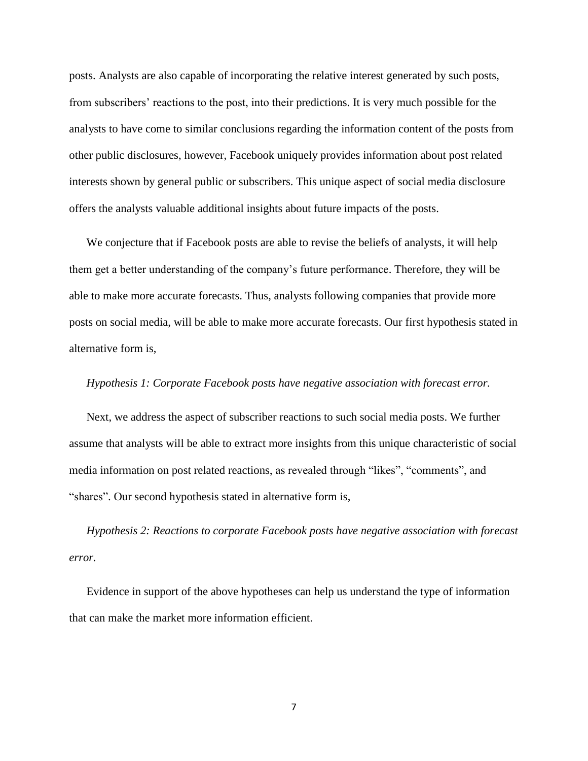posts. Analysts are also capable of incorporating the relative interest generated by such posts, from subscribers' reactions to the post, into their predictions. It is very much possible for the analysts to have come to similar conclusions regarding the information content of the posts from other public disclosures, however, Facebook uniquely provides information about post related interests shown by general public or subscribers. This unique aspect of social media disclosure offers the analysts valuable additional insights about future impacts of the posts.

We conjecture that if Facebook posts are able to revise the beliefs of analysts, it will help them get a better understanding of the company's future performance. Therefore, they will be able to make more accurate forecasts. Thus, analysts following companies that provide more posts on social media, will be able to make more accurate forecasts. Our first hypothesis stated in alternative form is,

*Hypothesis 1: Corporate Facebook posts have negative association with forecast error.*

Next, we address the aspect of subscriber reactions to such social media posts. We further assume that analysts will be able to extract more insights from this unique characteristic of social media information on post related reactions, as revealed through "likes", "comments", and "shares". Our second hypothesis stated in alternative form is,

*Hypothesis 2: Reactions to corporate Facebook posts have negative association with forecast error.*

Evidence in support of the above hypotheses can help us understand the type of information that can make the market more information efficient.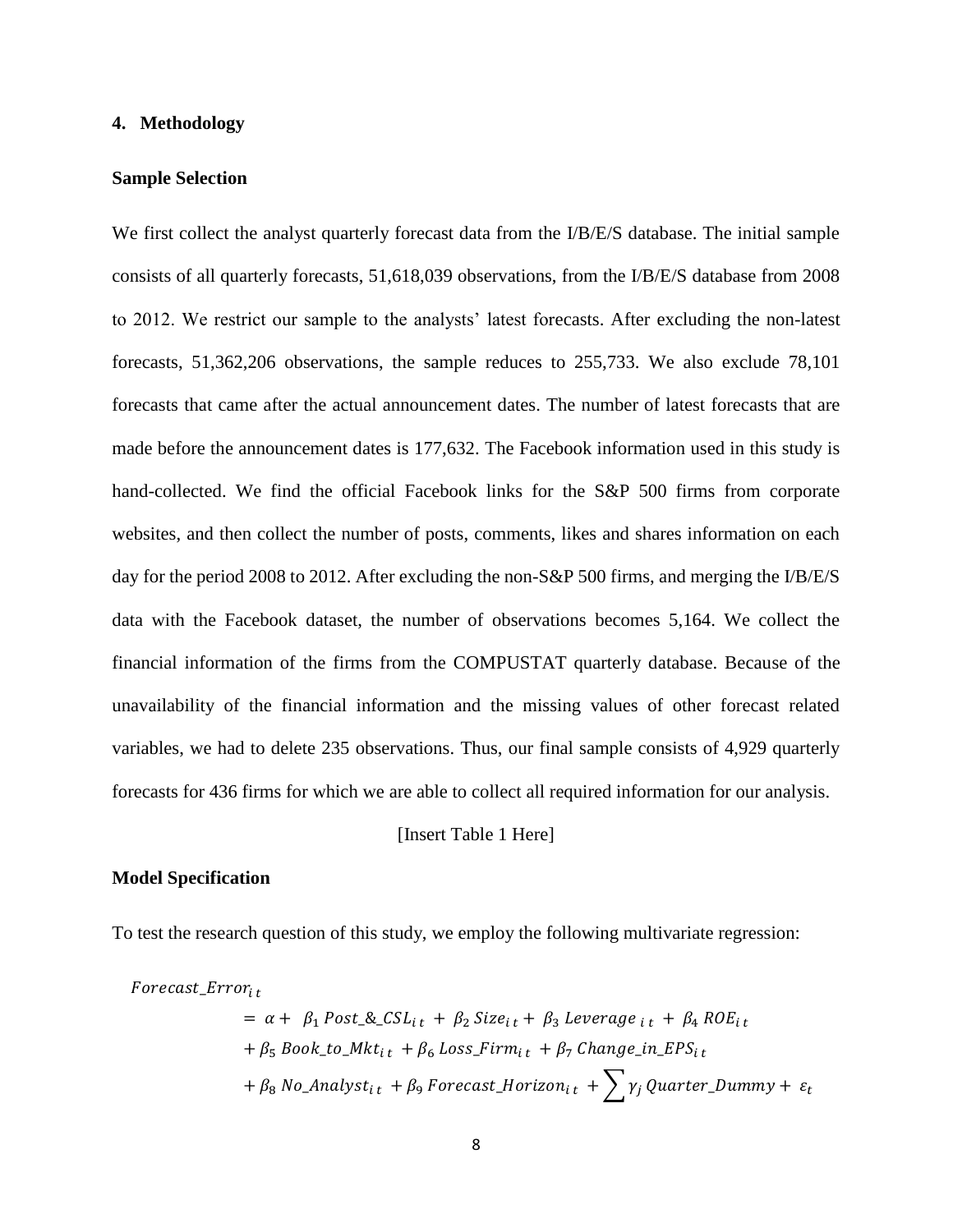## 4. Methodology

### Sample Selection

We first collect the analyst quarterly forecast data from the I/B/E/S database. The initial sample consists of all quarterly forecasts, 51,618,039 observations, from the I/B/E/S database from 2008 to 2012. We restrict our sample to the analysts' latest forecasts. After excluding the non-latest forecasts, 51,362,206 observations, the sample reduces to 255,733. We also exclude 78,101 forecasts that came after the actual announcement dates. The number of latest forecasts that are made before the announcement dates is 177,632. The Facebook information used in this study is hand-collected. We find the official Facebook links for the S&P 500 firms from corporate websites, and then collect the number of posts, comments, likes and shares information on each day for the period 2008 to 2012. After excluding the non-S&P 500 firms, and merging the I/B/E/S data with the Facebook dataset, the number of observations becomes 5,164. We collect the financial information of the firms from the COMPUSTAT quarterly database. Because of the unavailability of the financial information and the missing values of other forecast related variables, we had to delete 235 observations. Thus, our final sample consists of 4,929 quarterly forecasts for 436 firms for which we are able to collect all required information for our analysis.

[Insert Table 1 Here]

### Model Specification

To test the research question of this study, we employ the following multivariate regression:

$$
\begin{aligned}
Forecast\_Error_{i\,t} &= \alpha + \beta_1\, Post\_\&\_CSL_{i\,t} + \beta_2\, Size_{i\,t} + \beta_3\, Leverage_{\,i\,t} + \beta_4\, ROE_{i\,t} \\
&\quad + \beta_5\, Book\_to\_Mkt_{i\,t} + \beta_6\, Loss\_Firm_{i\,t} + \beta_7\, Change\_in\_EPS_{i\,t} \\
&\quad + \beta_8\, No\_Analyst_{i\,t} + \beta_9\, Forecast\_Horizon_{i\,t} + \sum \gamma_j\, Quarter\_Dummy + \varepsilon_t
\end{aligned}
$$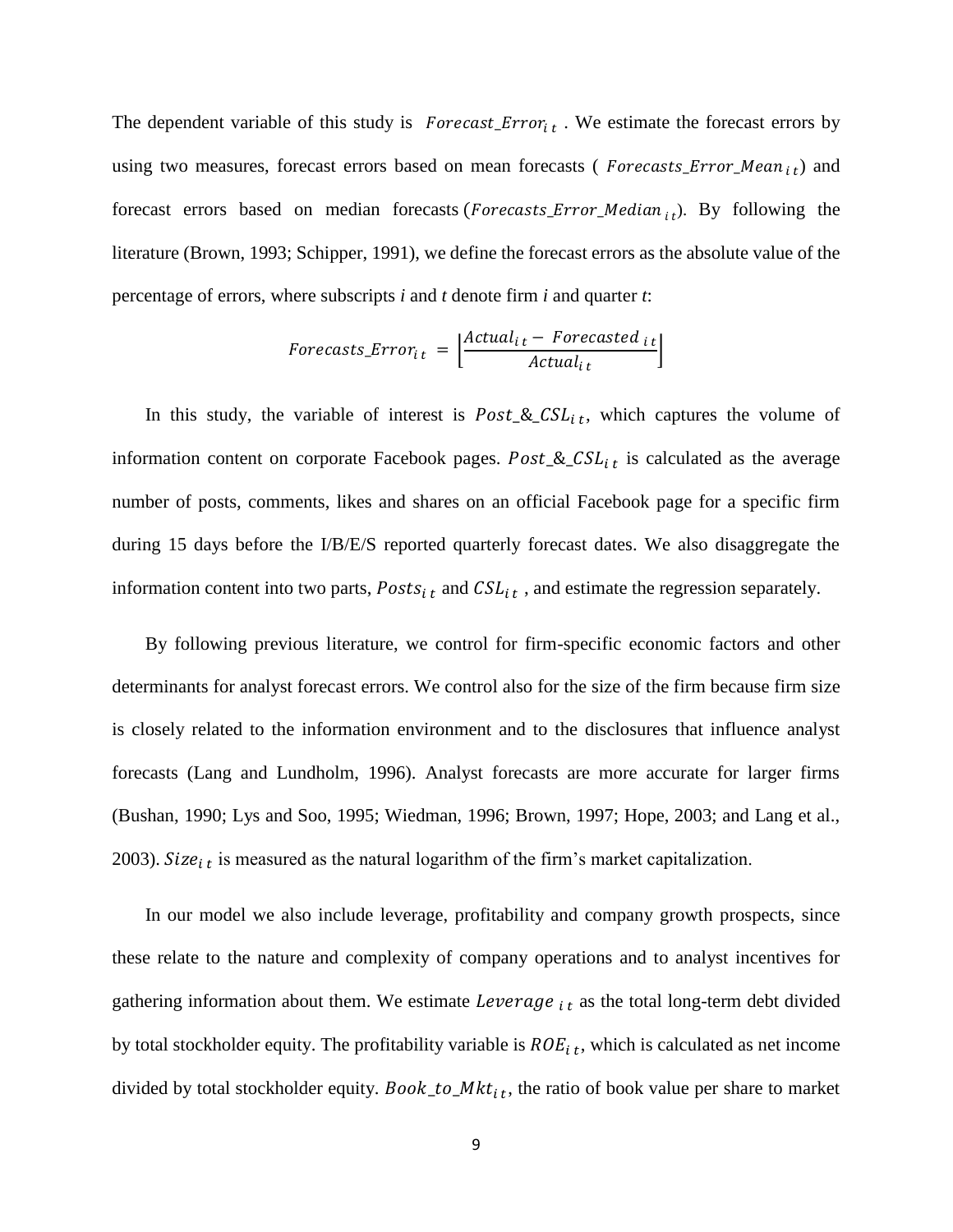The dependent variable of this study is $Forecast\_Error_{i\,t}$. We estimate the forecast errors by using two measures, forecast errors based on mean forecasts ( $Forecasts\_Error\_Mean_{i\,t}$) and forecast errors based on median forecasts ($Forecasts\_Error\_Median_{i\,t}$). By following the literature (Brown, 1993; Schipper, 1991), we define the forecast errors as the absolute value of the percentage of errors, where subscripts *i* and *t* denote firm *i* and quarter *t*:

$$Forecasts\_Error_{i\,t} = \left\lfloor \frac{Actual_{i\,t} - Forecasted_{\,i\,t}}{Actual_{i\,t}} \right\rfloor$$

In this study, the variable of interest is $Post\_\&\_CSL_{i\,t}$, which captures the volume of information content on corporate Facebook pages. $Post\_\&\_CSL_{i\,t}$ is calculated as the average number of posts, comments, likes and shares on an official Facebook page for a specific firm during 15 days before the I/B/E/S reported quarterly forecast dates. We also disaggregate the information content into two parts, $Posts_{i\,t}$ and $CSL_{i\,t}$ , and estimate the regression separately.

By following previous literature, we control for firm-specific economic factors and other determinants for analyst forecast errors. We control also for the size of the firm because firm size is closely related to the information environment and to the disclosures that influence analyst forecasts (Lang and Lundholm, 1996). Analyst forecasts are more accurate for larger firms (Bushan, 1990; Lys and Soo, 1995; Wiedman, 1996; Brown, 1997; Hope, 2003; and Lang et al., 2003). $Size_{i\,t}$ is measured as the natural logarithm of the firm's market capitalization.

In our model we also include leverage, profitability and company growth prospects, since these relate to the nature and complexity of company operations and to analyst incentives for gathering information about them. We estimate $Leverage_{\,i\,t}$ as the total long-term debt divided by total stockholder equity. The profitability variable is $ROE_{i\,t}$, which is calculated as net income divided by total stockholder equity. $Book\_to\_Mkt_{i\,t}$, the ratio of book value per share to market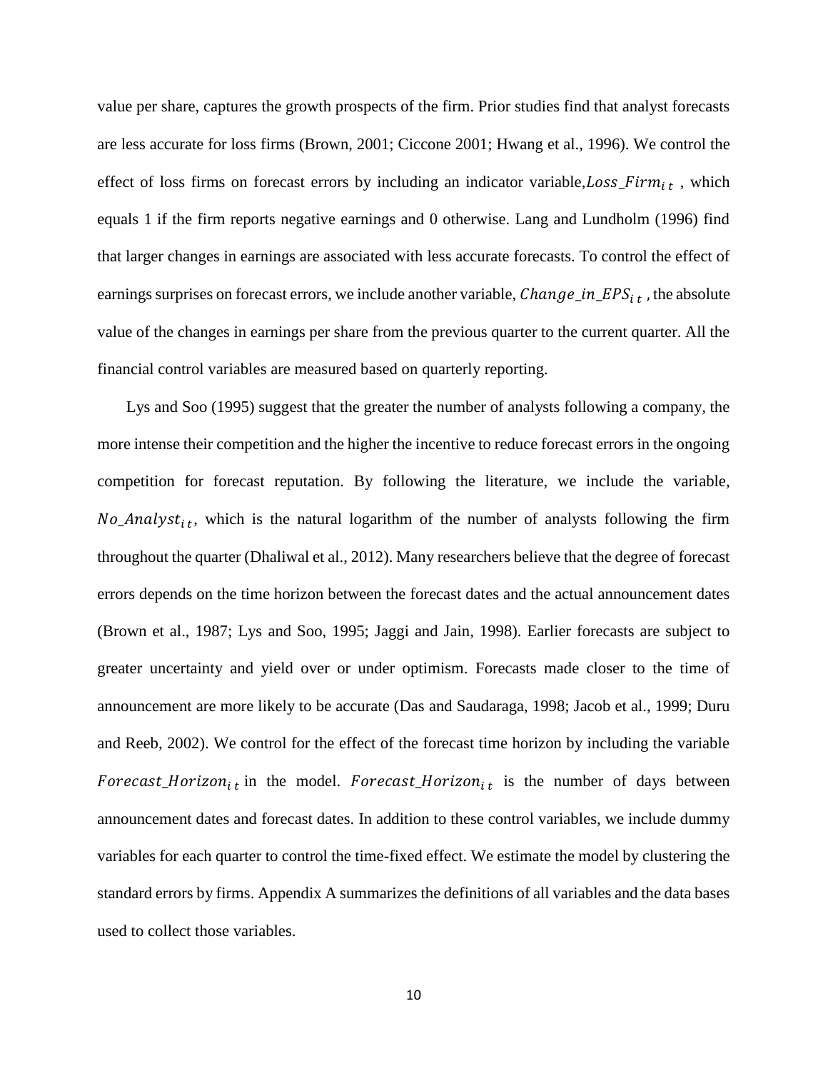value per share, captures the growth prospects of the firm. Prior studies find that analyst forecasts are less accurate for loss firms (Brown, 2001; Ciccone 2001; Hwang et al., 1996). We control the effect of loss firms on forecast errors by including an indicator variable, $Loss\_Firm_{i\,t}$ , which equals 1 if the firm reports negative earnings and 0 otherwise. Lang and Lundholm (1996) find that larger changes in earnings are associated with less accurate forecasts. To control the effect of earnings surprises on forecast errors, we include another variable, $Change\_in\_EPS_{i\,t}$ , the absolute value of the changes in earnings per share from the previous quarter to the current quarter. All the financial control variables are measured based on quarterly reporting.

Lys and Soo (1995) suggest that the greater the number of analysts following a company, the more intense their competition and the higher the incentive to reduce forecast errors in the ongoing competition for forecast reputation. By following the literature, we include the variable, $No\_Analyst_{i\,t}$, which is the natural logarithm of the number of analysts following the firm throughout the quarter (Dhaliwal et al., 2012). Many researchers believe that the degree of forecast errors depends on the time horizon between the forecast dates and the actual announcement dates (Brown et al., 1987; Lys and Soo, 1995; Jaggi and Jain, 1998). Earlier forecasts are subject to greater uncertainty and yield over or under optimism. Forecasts made closer to the time of announcement are more likely to be accurate (Das and Saudaraga, 1998; Jacob et al., 1999; Duru and Reeb, 2002). We control for the effect of the forecast time horizon by including the variable $Forecast\_Horizon_{i\,t}$ in the model. $Forecast\_Horizon_{i\,t}$ is the number of days between announcement dates and forecast dates. In addition to these control variables, we include dummy variables for each quarter to control the time-fixed effect. We estimate the model by clustering the standard errors by firms. Appendix A summarizes the definitions of all variables and the data bases used to collect those variables.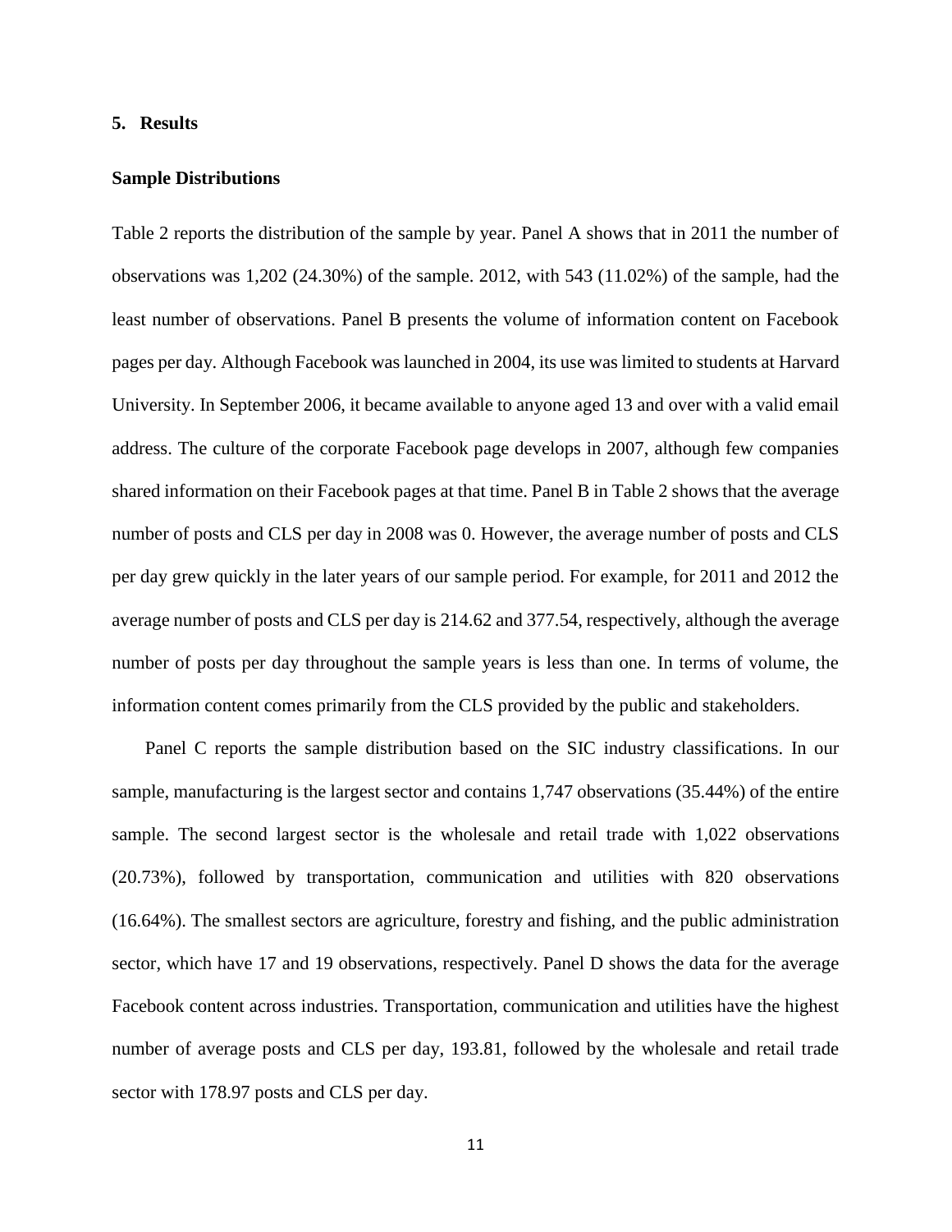## 5. Results

### Sample Distributions

Table 2 reports the distribution of the sample by year. Panel A shows that in 2011 the number of observations was 1,202 (24.30%) of the sample. 2012, with 543 (11.02%) of the sample, had the least number of observations. Panel B presents the volume of information content on Facebook pages per day. Although Facebook was launched in 2004, its use was limited to students at Harvard University. In September 2006, it became available to anyone aged 13 and over with a valid email address. The culture of the corporate Facebook page develops in 2007, although few companies shared information on their Facebook pages at that time. Panel B in Table 2 shows that the average number of posts and CLS per day in 2008 was 0. However, the average number of posts and CLS per day grew quickly in the later years of our sample period. For example, for 2011 and 2012 the average number of posts and CLS per day is 214.62 and 377.54, respectively, although the average number of posts per day throughout the sample years is less than one. In terms of volume, the information content comes primarily from the CLS provided by the public and stakeholders.

Panel C reports the sample distribution based on the SIC industry classifications. In our sample, manufacturing is the largest sector and contains 1,747 observations (35.44%) of the entire sample. The second largest sector is the wholesale and retail trade with 1,022 observations (20.73%), followed by transportation, communication and utilities with 820 observations (16.64%). The smallest sectors are agriculture, forestry and fishing, and the public administration sector, which have 17 and 19 observations, respectively. Panel D shows the data for the average Facebook content across industries. Transportation, communication and utilities have the highest number of average posts and CLS per day, 193.81, followed by the wholesale and retail trade sector with 178.97 posts and CLS per day.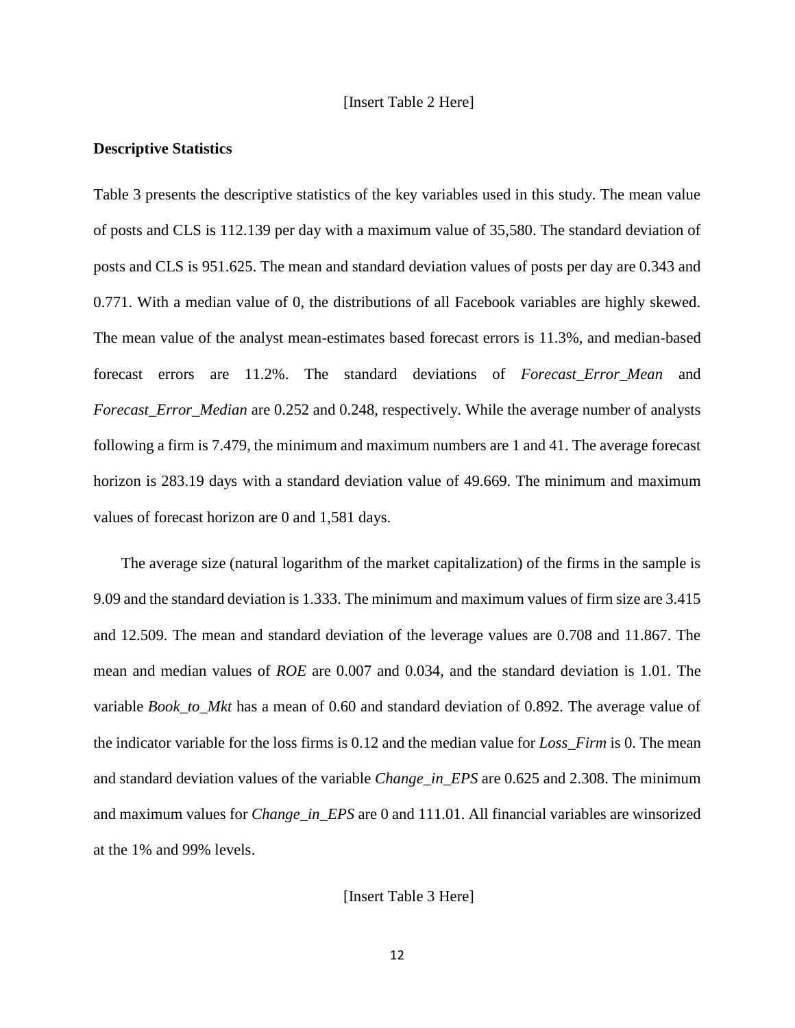[Insert Table 2 Here]

**Descriptive Statistics**

Table 3 presents the descriptive statistics of the key variables used in this study. The mean value of posts and CLS is 112.139 per day with a maximum value of 35,580. The standard deviation of posts and CLS is 951.625. The mean and standard deviation values of posts per day are 0.343 and 0.771. With a median value of 0, the distributions of all Facebook variables are highly skewed. The mean value of the analyst mean-estimates based forecast errors is 11.3%, and median-based forecast errors are 11.2%. The standard deviations of *Forecast_Error_Mean* and *Forecast_Error_Median* are 0.252 and 0.248, respectively. While the average number of analysts following a firm is 7.479, the minimum and maximum numbers are 1 and 41. The average forecast horizon is 283.19 days with a standard deviation value of 49.669. The minimum and maximum values of forecast horizon are 0 and 1,581 days.

The average size (natural logarithm of the market capitalization) of the firms in the sample is 9.09 and the standard deviation is 1.333. The minimum and maximum values of firm size are 3.415 and 12.509. The mean and standard deviation of the leverage values are 0.708 and 11.867. The mean and median values of *ROE* are 0.007 and 0.034, and the standard deviation is 1.01. The variable *Book_to_Mkt* has a mean of 0.60 and standard deviation of 0.892. The average value of the indicator variable for the loss firms is 0.12 and the median value for *Loss_Firm* is 0. The mean and standard deviation values of the variable *Change_in_EPS* are 0.625 and 2.308. The minimum and maximum values for *Change_in_EPS* are 0 and 111.01. All financial variables are winsorized at the 1% and 99% levels.

[Insert Table 3 Here]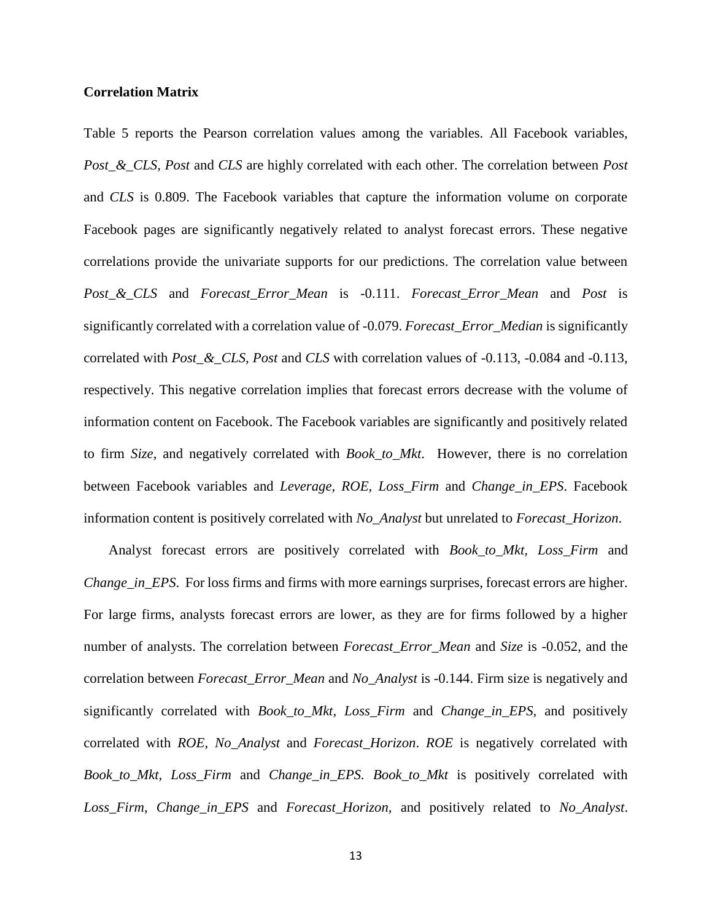**Correlation Matrix**

Table 5 reports the Pearson correlation values among the variables. All Facebook variables, *Post_&_CLS*, *Post* and *CLS* are highly correlated with each other. The correlation between *Post* and *CLS* is 0.809. The Facebook variables that capture the information volume on corporate Facebook pages are significantly negatively related to analyst forecast errors. These negative correlations provide the univariate supports for our predictions. The correlation value between *Post_&_CLS* and *Forecast_Error_Mean* is -0.111. *Forecast_Error_Mean* and *Post* is significantly correlated with a correlation value of -0.079. *Forecast_Error_Median* is significantly correlated with *Post_&_CLS*, *Post* and *CLS* with correlation values of -0.113, -0.084 and -0.113, respectively. This negative correlation implies that forecast errors decrease with the volume of information content on Facebook. The Facebook variables are significantly and positively related to firm *Size*, and negatively correlated with *Book_to_Mkt*. However, there is no correlation between Facebook variables and *Leverage*, *ROE*, *Loss_Firm* and *Change_in_EPS*. Facebook information content is positively correlated with *No_Analyst* but unrelated to *Forecast_Horizon*.

Analyst forecast errors are positively correlated with *Book_to_Mkt*, *Loss_Firm* and *Change_in_EPS*. For loss firms and firms with more earnings surprises, forecast errors are higher. For large firms, analysts forecast errors are lower, as they are for firms followed by a higher number of analysts. The correlation between *Forecast_Error_Mean* and *Size* is -0.052, and the correlation between *Forecast_Error_Mean* and *No_Analyst* is -0.144. Firm size is negatively and significantly correlated with *Book_to_Mkt*, *Loss_Firm* and *Change_in_EPS*, and positively correlated with *ROE*, *No_Analyst* and *Forecast_Horizon*. *ROE* is negatively correlated with *Book_to_Mkt*, *Loss_Firm* and *Change_in_EPS*. *Book_to_Mkt* is positively correlated with *Loss_Firm*, *Change_in_EPS* and *Forecast_Horizon*, and positively related to *No_Analyst*.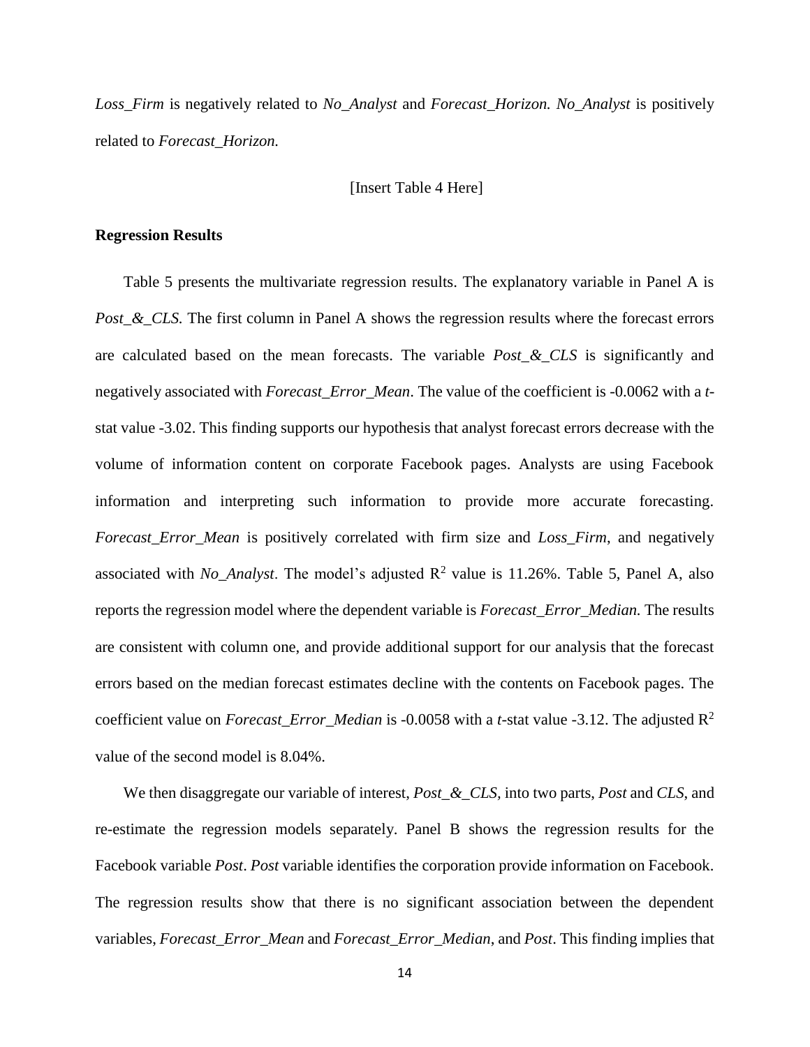*Loss_Firm* is negatively related to *No_Analyst* and *Forecast_Horizon. No_Analyst* is positively related to *Forecast_Horizon.*

[Insert Table 4 Here]

**Regression Results**

Table 5 presents the multivariate regression results. The explanatory variable in Panel A is *Post_&_CLS.* The first column in Panel A shows the regression results where the forecast errors are calculated based on the mean forecasts. The variable *Post_&_CLS* is significantly and negatively associated with *Forecast_Error_Mean*. The value of the coefficient is -0.0062 with a *t*-stat value -3.02. This finding supports our hypothesis that analyst forecast errors decrease with the volume of information content on corporate Facebook pages. Analysts are using Facebook information and interpreting such information to provide more accurate forecasting. *Forecast_Error_Mean* is positively correlated with firm size and *Loss_Firm*, and negatively associated with *No_Analyst*. The model's adjusted $R^2$ value is 11.26%. Table 5, Panel A, also reports the regression model where the dependent variable is *Forecast_Error_Median.* The results are consistent with column one, and provide additional support for our analysis that the forecast errors based on the median forecast estimates decline with the contents on Facebook pages. The coefficient value on *Forecast_Error_Median* is -0.0058 with a *t*-stat value -3.12. The adjusted $R^2$ value of the second model is 8.04%.

We then disaggregate our variable of interest, *Post_&_CLS,* into two parts, *Post* and *CLS*, and re-estimate the regression models separately. Panel B shows the regression results for the Facebook variable *Post*. *Post* variable identifies the corporation provide information on Facebook. The regression results show that there is no significant association between the dependent variables, *Forecast_Error_Mean* and *Forecast_Error_Median*, and *Post*. This finding implies that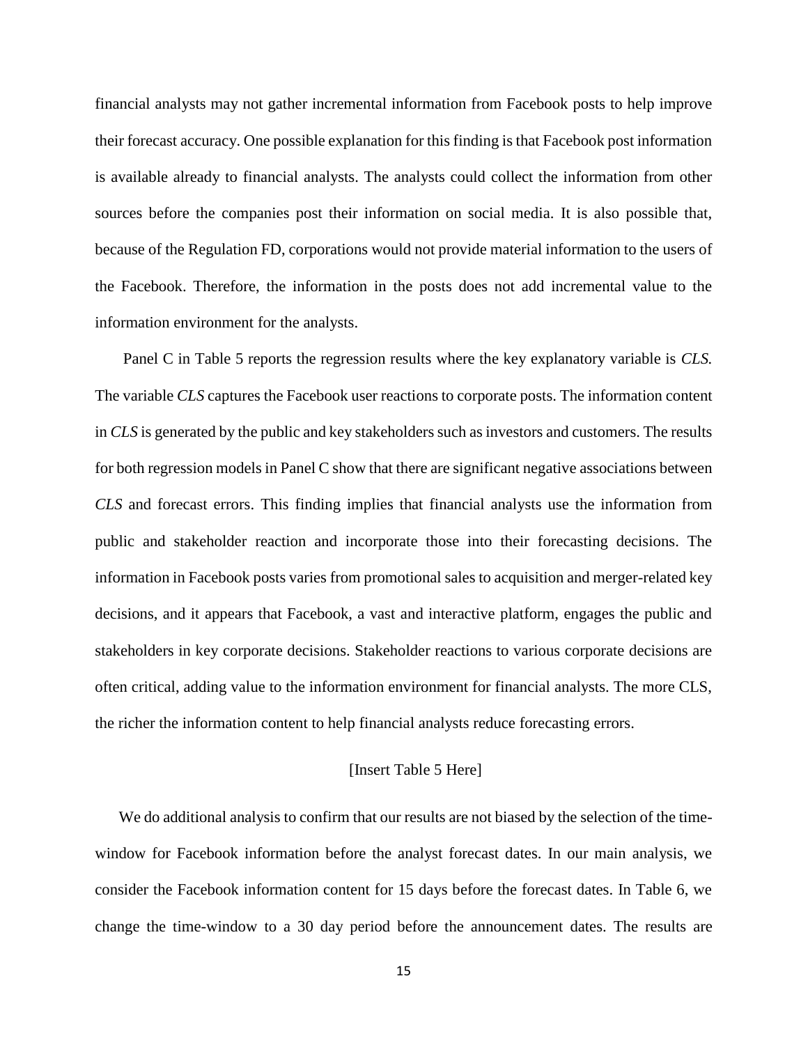financial analysts may not gather incremental information from Facebook posts to help improve their forecast accuracy. One possible explanation for this finding is that Facebook post information is available already to financial analysts. The analysts could collect the information from other sources before the companies post their information on social media. It is also possible that, because of the Regulation FD, corporations would not provide material information to the users of the Facebook. Therefore, the information in the posts does not add incremental value to the information environment for the analysts.

Panel C in Table 5 reports the regression results where the key explanatory variable is *CLS.* The variable *CLS* captures the Facebook user reactions to corporate posts. The information content in *CLS* is generated by the public and key stakeholders such as investors and customers. The results for both regression models in Panel C show that there are significant negative associations between *CLS* and forecast errors. This finding implies that financial analysts use the information from public and stakeholder reaction and incorporate those into their forecasting decisions. The information in Facebook posts varies from promotional sales to acquisition and merger-related key decisions, and it appears that Facebook, a vast and interactive platform, engages the public and stakeholders in key corporate decisions. Stakeholder reactions to various corporate decisions are often critical, adding value to the information environment for financial analysts. The more CLS, the richer the information content to help financial analysts reduce forecasting errors.

[Insert Table 5 Here]

We do additional analysis to confirm that our results are not biased by the selection of the time-window for Facebook information before the analyst forecast dates. In our main analysis, we consider the Facebook information content for 15 days before the forecast dates. In Table 6, we change the time-window to a 30 day period before the announcement dates. The results are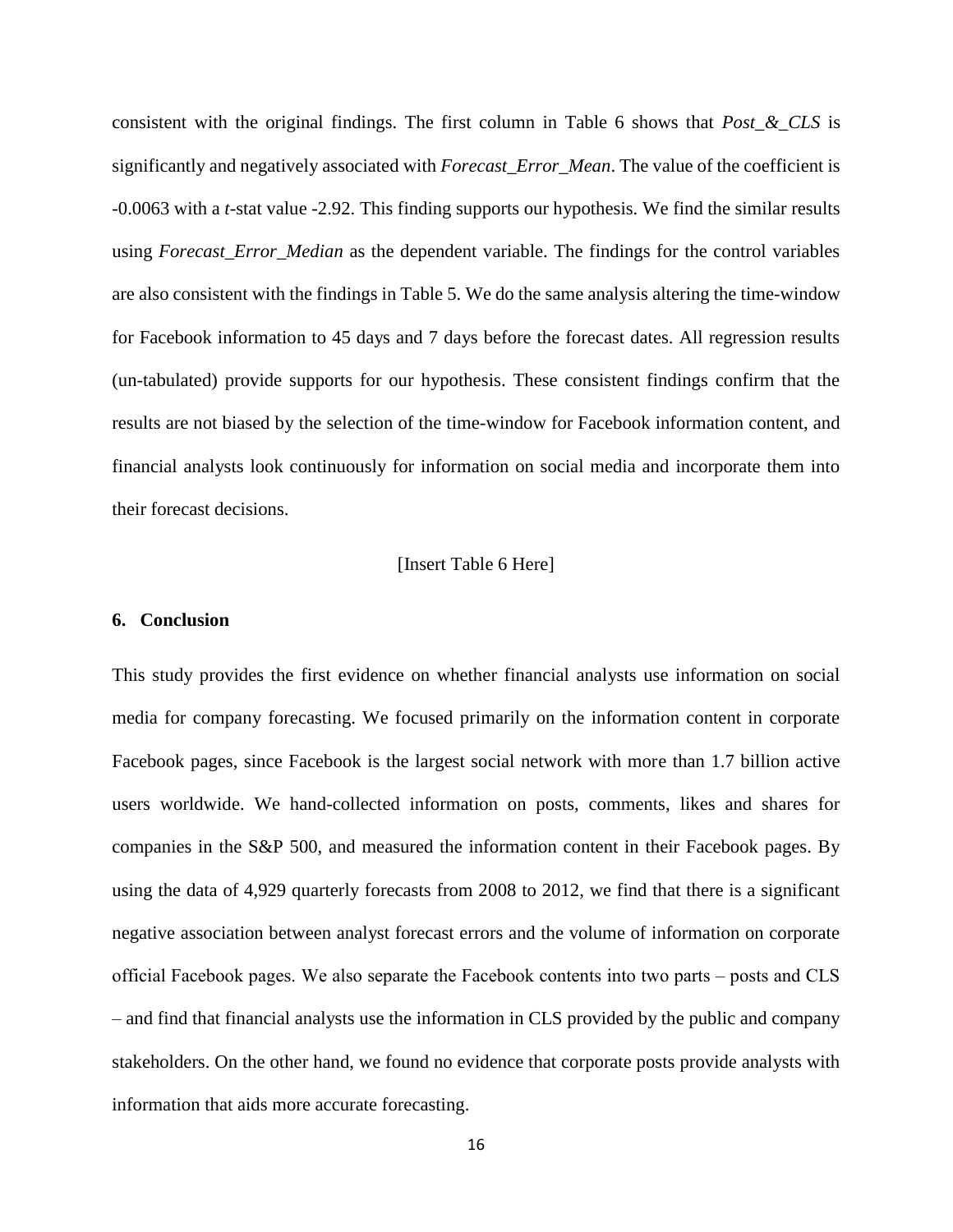consistent with the original findings. The first column in Table 6 shows that *Post_&_CLS* is significantly and negatively associated with *Forecast_Error_Mean*. The value of the coefficient is -0.0063 with a *t*-stat value -2.92. This finding supports our hypothesis. We find the similar results using *Forecast_Error_Median* as the dependent variable. The findings for the control variables are also consistent with the findings in Table 5. We do the same analysis altering the time-window for Facebook information to 45 days and 7 days before the forecast dates. All regression results (un-tabulated) provide supports for our hypothesis. These consistent findings confirm that the results are not biased by the selection of the time-window for Facebook information content, and financial analysts look continuously for information on social media and incorporate them into their forecast decisions.

[Insert Table 6 Here]

## 6. Conclusion

This study provides the first evidence on whether financial analysts use information on social media for company forecasting. We focused primarily on the information content in corporate Facebook pages, since Facebook is the largest social network with more than 1.7 billion active users worldwide. We hand-collected information on posts, comments, likes and shares for companies in the S&P 500, and measured the information content in their Facebook pages. By using the data of 4,929 quarterly forecasts from 2008 to 2012, we find that there is a significant negative association between analyst forecast errors and the volume of information on corporate official Facebook pages. We also separate the Facebook contents into two parts – posts and CLS – and find that financial analysts use the information in CLS provided by the public and company stakeholders. On the other hand, we found no evidence that corporate posts provide analysts with information that aids more accurate forecasting.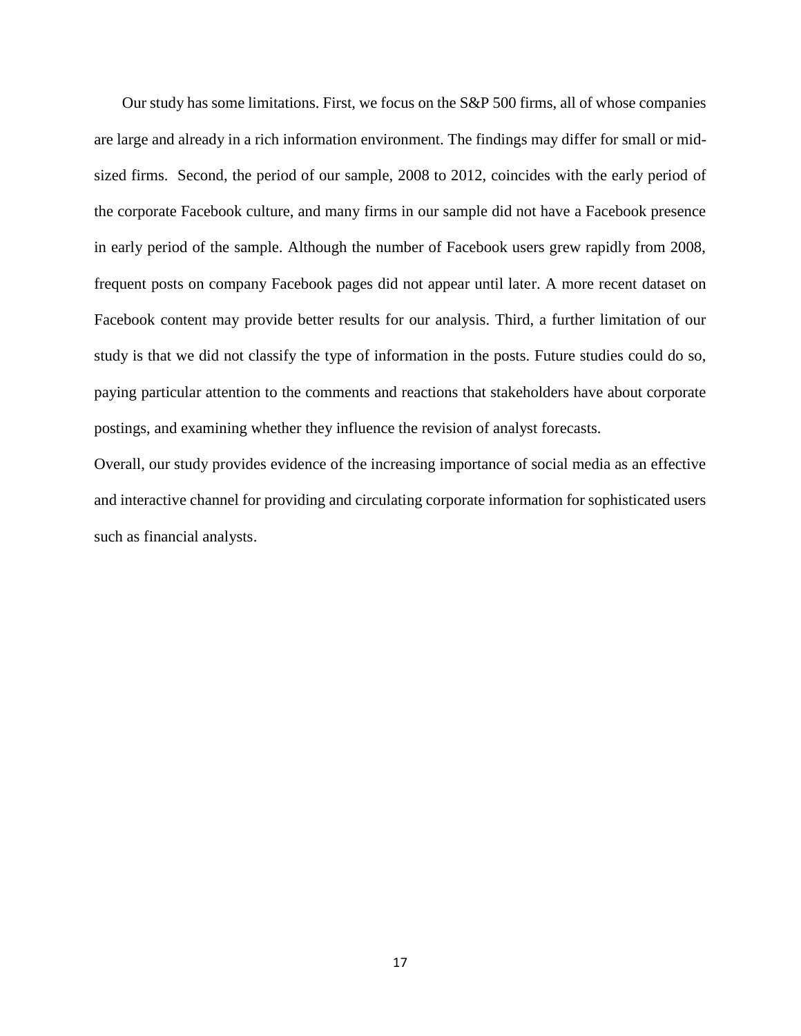Our study has some limitations. First, we focus on the S&P 500 firms, all of whose companies are large and already in a rich information environment. The findings may differ for small or mid-sized firms. Second, the period of our sample, 2008 to 2012, coincides with the early period of the corporate Facebook culture, and many firms in our sample did not have a Facebook presence in early period of the sample. Although the number of Facebook users grew rapidly from 2008, frequent posts on company Facebook pages did not appear until later. A more recent dataset on Facebook content may provide better results for our analysis. Third, a further limitation of our study is that we did not classify the type of information in the posts. Future studies could do so, paying particular attention to the comments and reactions that stakeholders have about corporate postings, and examining whether they influence the revision of analyst forecasts.

Overall, our study provides evidence of the increasing importance of social media as an effective and interactive channel for providing and circulating corporate information for sophisticated users such as financial analysts.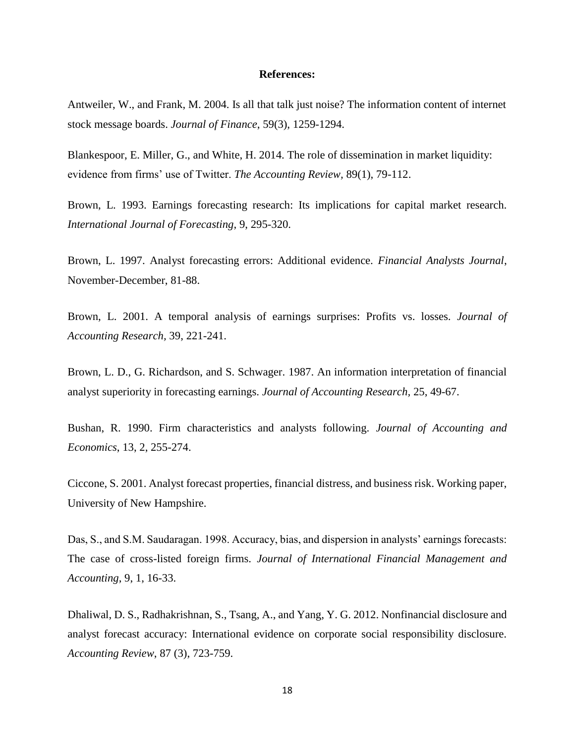**References:**

Antweiler, W., and Frank, M. 2004. Is all that talk just noise? The information content of internet stock message boards. *Journal of Finance*, 59(3), 1259-1294.

Blankespoor, E. Miller, G., and White, H. 2014. The role of dissemination in market liquidity: evidence from firms' use of Twitter. *The Accounting Review,* 89(1), 79-112.

Brown, L. 1993. Earnings forecasting research: Its implications for capital market research. *International Journal of Forecasting,* 9, 295-320.

Brown, L. 1997. Analyst forecasting errors: Additional evidence. *Financial Analysts Journal*, November-December, 81-88.

Brown, L. 2001. A temporal analysis of earnings surprises: Profits vs. losses. *Journal of Accounting Research,* 39, 221-241.

Brown, L. D., G. Richardson, and S. Schwager. 1987. An information interpretation of financial analyst superiority in forecasting earnings. *Journal of Accounting Research,* 25, 49-67.

Bushan, R. 1990. Firm characteristics and analysts following. *Journal of Accounting and Economics*, 13, 2, 255-274.

Ciccone, S. 2001. Analyst forecast properties, financial distress, and business risk. Working paper, University of New Hampshire.

Das, S., and S.M. Saudaragan. 1998. Accuracy, bias, and dispersion in analysts' earnings forecasts: The case of cross-listed foreign firms. *Journal of International Financial Management and Accounting*, 9, 1, 16-33.

Dhaliwal, D. S., Radhakrishnan, S., Tsang, A., and Yang, Y. G. 2012. Nonfinancial disclosure and analyst forecast accuracy: International evidence on corporate social responsibility disclosure. *Accounting Review*, 87 (3), 723-759.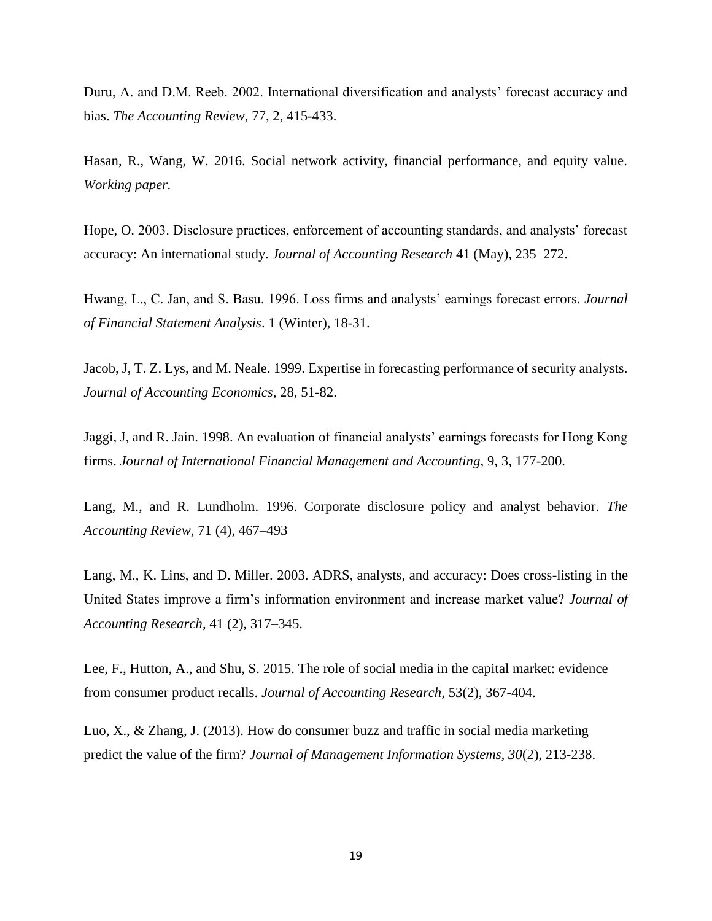Duru, A. and D.M. Reeb. 2002. International diversification and analysts' forecast accuracy and bias. *The Accounting Review*, 77, 2, 415-433.

Hasan, R., Wang, W. 2016. Social network activity, financial performance, and equity value. *Working paper.*

Hope, O. 2003. Disclosure practices, enforcement of accounting standards, and analysts' forecast accuracy: An international study. *Journal of Accounting Research* 41 (May), 235–272.

Hwang, L., C. Jan, and S. Basu. 1996. Loss firms and analysts' earnings forecast errors. *Journal of Financial Statement Analysis*. 1 (Winter), 18-31.

Jacob, J, T. Z. Lys, and M. Neale. 1999. Expertise in forecasting performance of security analysts. *Journal of Accounting Economics*, 28, 51-82.

Jaggi, J, and R. Jain. 1998. An evaluation of financial analysts' earnings forecasts for Hong Kong firms. *Journal of International Financial Management and Accounting*, 9, 3, 177-200.

Lang, M., and R. Lundholm. 1996. Corporate disclosure policy and analyst behavior. *The Accounting Review*, 71 (4), 467–493

Lang, M., K. Lins, and D. Miller. 2003. ADRS, analysts, and accuracy: Does cross-listing in the United States improve a firm's information environment and increase market value? *Journal of Accounting Research*, 41 (2), 317–345.

Lee, F., Hutton, A., and Shu, S. 2015. The role of social media in the capital market: evidence from consumer product recalls. *Journal of Accounting Research*, 53(2), 367-404.

Luo, X., & Zhang, J. (2013). How do consumer buzz and traffic in social media marketing predict the value of the firm? *Journal of Management Information Systems, 30*(2), 213-238.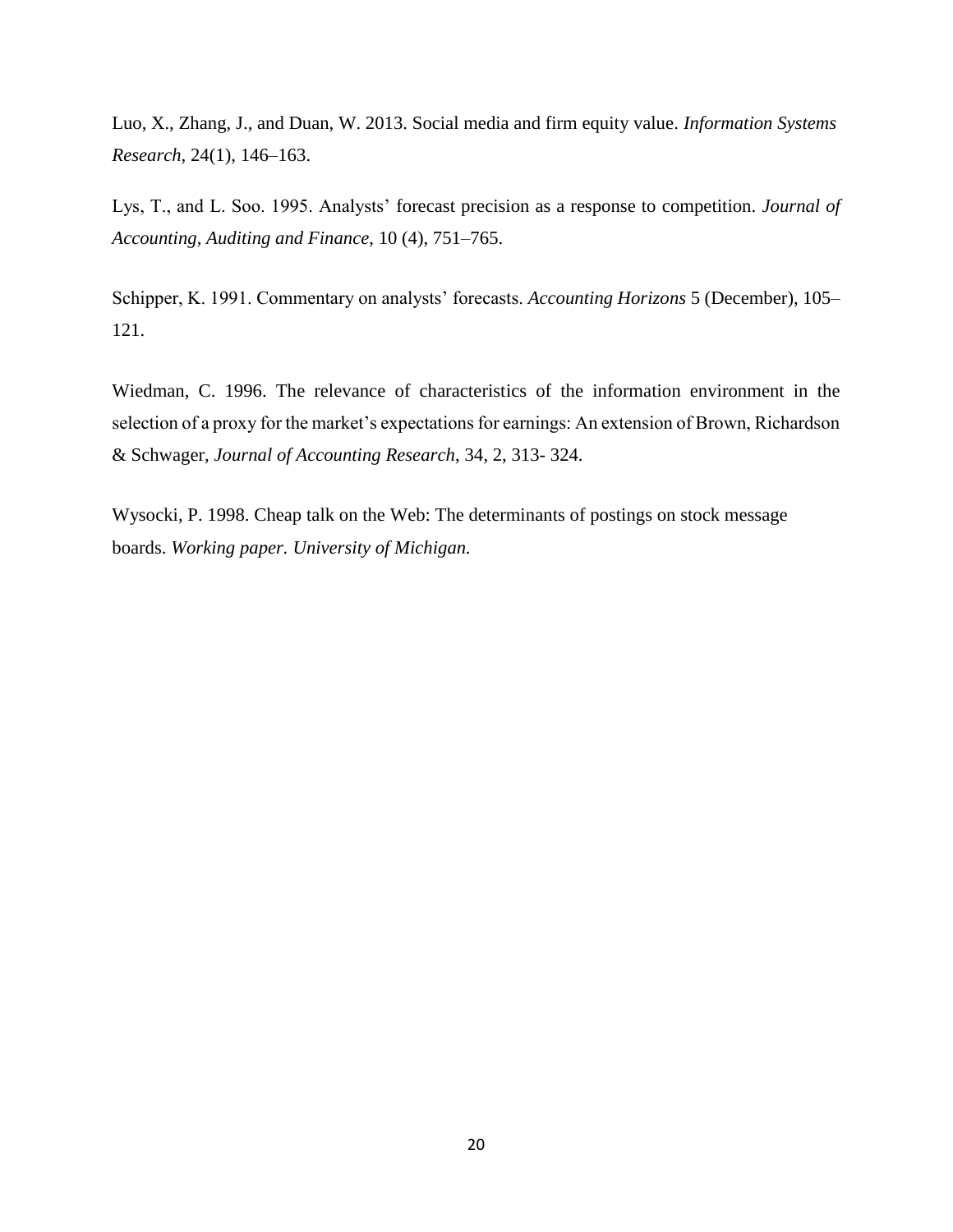Luo, X., Zhang, J., and Duan, W. 2013. Social media and firm equity value. *Information Systems Research,* 24(1), 146–163.

Lys, T., and L. Soo. 1995. Analysts' forecast precision as a response to competition. *Journal of Accounting, Auditing and Finance*, 10 (4), 751–765.

Schipper, K. 1991. Commentary on analysts' forecasts. *Accounting Horizons* 5 (December), 105–121.

Wiedman, C. 1996. The relevance of characteristics of the information environment in the selection of a proxy for the market's expectations for earnings: An extension of Brown, Richardson & Schwager, *Journal of Accounting Research*, 34, 2, 313- 324.

Wysocki, P. 1998. Cheap talk on the Web: The determinants of postings on stock message boards. *Working paper. University of Michigan.*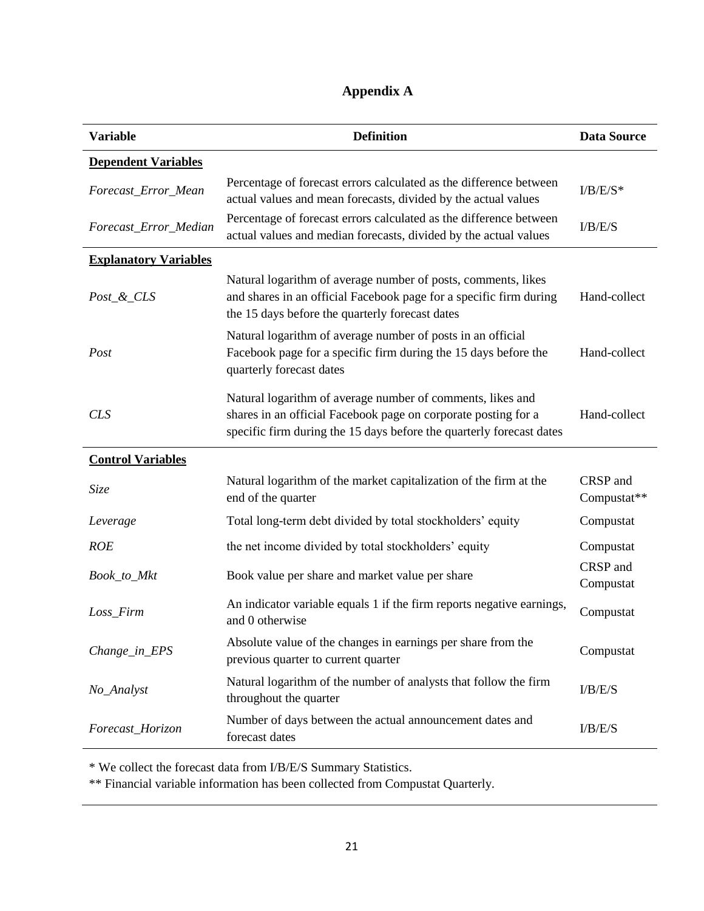## Appendix A

| Variable | Definition | Data Source |
|---|---|---|
| **Dependent Variables** | | |
| *Forecast_Error_Mean* | Percentage of forecast errors calculated as the difference between actual values and mean forecasts, divided by the actual values | I/B/E/S* |
| *Forecast_Error_Median* | Percentage of forecast errors calculated as the difference between actual values and median forecasts, divided by the actual values | I/B/E/S |
| **Explanatory Variables** | | |
| *Post_&_CLS* | Natural logarithm of average number of posts, comments, likes and shares in an official Facebook page for a specific firm during the 15 days before the quarterly forecast dates | Hand-collect |
| *Post* | Natural logarithm of average number of posts in an official Facebook page for a specific firm during the 15 days before the quarterly forecast dates | Hand-collect |
| *CLS* | Natural logarithm of average number of comments, likes and shares in an official Facebook page on corporate posting for a specific firm during the 15 days before the quarterly forecast dates | Hand-collect |
| **Control Variables** | | |
| *Size* | Natural logarithm of the market capitalization of the firm at the end of the quarter | CRSP and Compustat** |
| *Leverage* | Total long-term debt divided by total stockholders' equity | Compustat |
| *ROE* | the net income divided by total stockholders' equity | Compustat |
| *Book_to_Mkt* | Book value per share and market value per share | CRSP and Compustat |
| *Loss_Firm* | An indicator variable equals 1 if the firm reports negative earnings, and 0 otherwise | Compustat |
| *Change_in_EPS* | Absolute value of the changes in earnings per share from the previous quarter to current quarter | Compustat |
| *No_Analyst* | Natural logarithm of the number of analysts that follow the firm throughout the quarter | I/B/E/S |
| *Forecast_Horizon* | Number of days between the actual announcement dates and forecast dates | I/B/E/S |

* We collect the forecast data from I/B/E/S Summary Statistics.

** Financial variable information has been collected from Compustat Quarterly.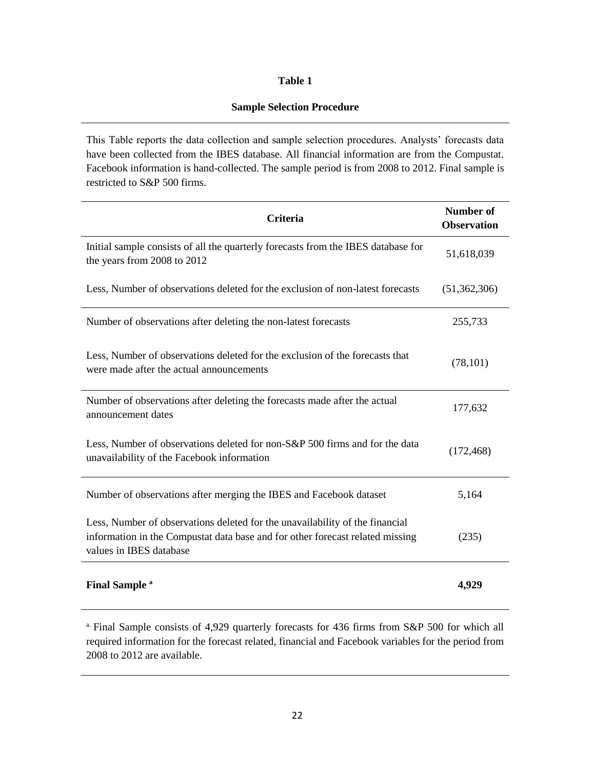**Table 1**

**Sample Selection Procedure**

This Table reports the data collection and sample selection procedures. Analysts' forecasts data have been collected from the IBES database. All financial information are from the Compustat. Facebook information is hand-collected. The sample period is from 2008 to 2012. Final sample is restricted to S&P 500 firms.

| Criteria | Number of Observation |
|---|---|
| Initial sample consists of all the quarterly forecasts from the IBES database for the years from 2008 to 2012 | 51,618,039 |
| Less, Number of observations deleted for the exclusion of non-latest forecasts | (51,362,306) |
| Number of observations after deleting the non-latest forecasts | 255,733 |
| Less, Number of observations deleted for the exclusion of the forecasts that were made after the actual announcements | (78,101) |
| Number of observations after deleting the forecasts made after the actual announcement dates | 177,632 |
| Less, Number of observations deleted for non-S&P 500 firms and for the data unavailability of the Facebook information | (172,468) |
| Number of observations after merging the IBES and Facebook dataset | 5,164 |
| Less, Number of observations deleted for the unavailability of the financial information in the Compustat data base and for other forecast related missing values in IBES database | (235) |
| **Final Sample [a]** | **4,929** |

[a] Final Sample consists of 4,929 quarterly forecasts for 436 firms from S&P 500 for which all required information for the forecast related, financial and Facebook variables for the period from 2008 to 2012 are available.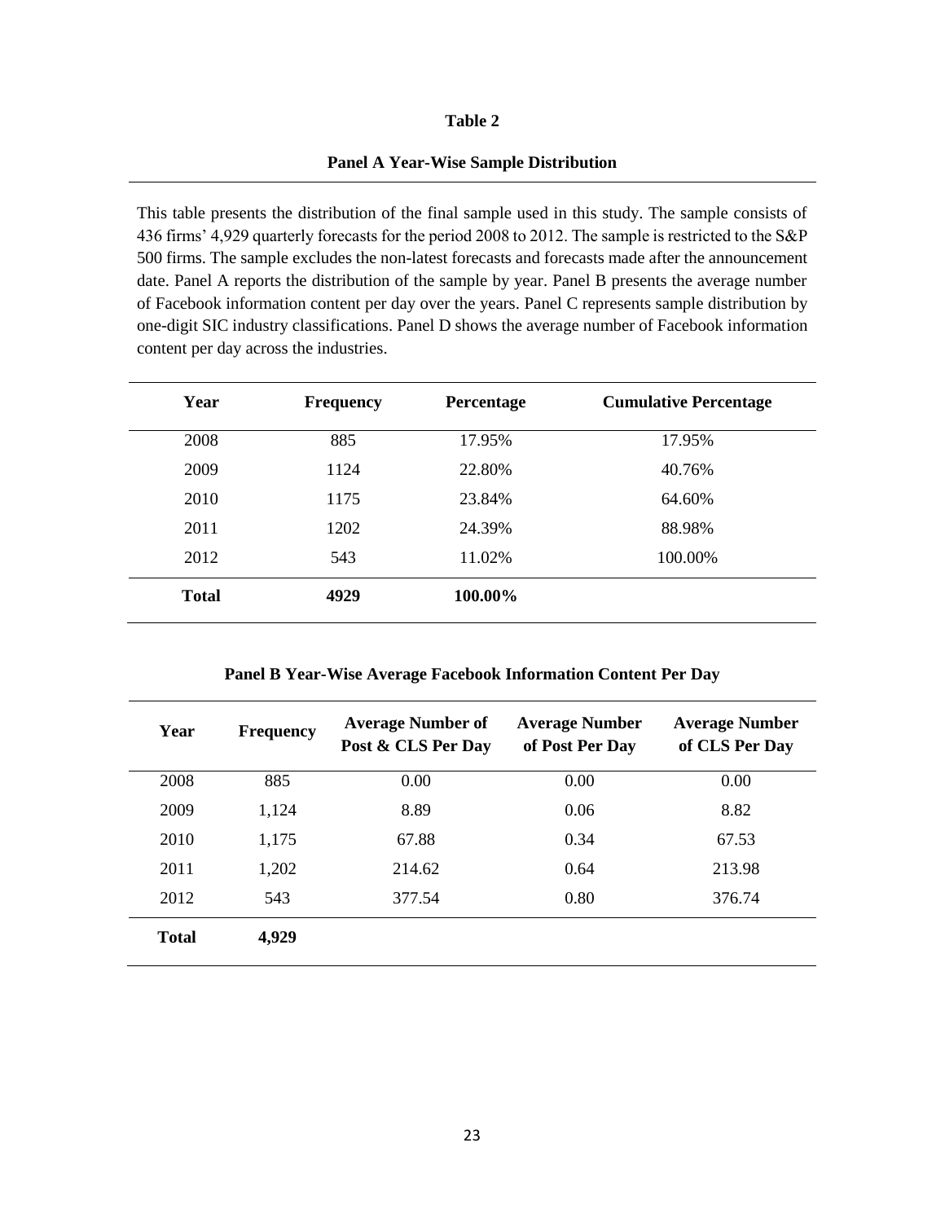**Table 2**

**Panel A Year-Wise Sample Distribution**

This table presents the distribution of the final sample used in this study. The sample consists of 436 firms' 4,929 quarterly forecasts for the period 2008 to 2012. The sample is restricted to the S&P 500 firms. The sample excludes the non-latest forecasts and forecasts made after the announcement date. Panel A reports the distribution of the sample by year. Panel B presents the average number of Facebook information content per day over the years. Panel C represents sample distribution by one-digit SIC industry classifications. Panel D shows the average number of Facebook information content per day across the industries.

| Year | Frequency | Percentage | Cumulative Percentage |
|---|---|---|---|
| 2008 | 885 | 17.95% | 17.95% |
| 2009 | 1124 | 22.80% | 40.76% |
| 2010 | 1175 | 23.84% | 64.60% |
| 2011 | 1202 | 24.39% | 88.98% |
| 2012 | 543 | 11.02% | 100.00% |
| **Total** | **4929** | **100.00%** | |

**Panel B Year-Wise Average Facebook Information Content Per Day**

| Year | Frequency | Average Number of Post & CLS Per Day | Average Number of Post Per Day | Average Number of CLS Per Day |
|---|---|---|---|---|
| 2008 | 885 | 0.00 | 0.00 | 0.00 |
| 2009 | 1,124 | 8.89 | 0.06 | 8.82 |
| 2010 | 1,175 | 67.88 | 0.34 | 67.53 |
| 2011 | 1,202 | 214.62 | 0.64 | 213.98 |
| 2012 | 543 | 377.54 | 0.80 | 376.74 |
| **Total** | **4,929** | | | |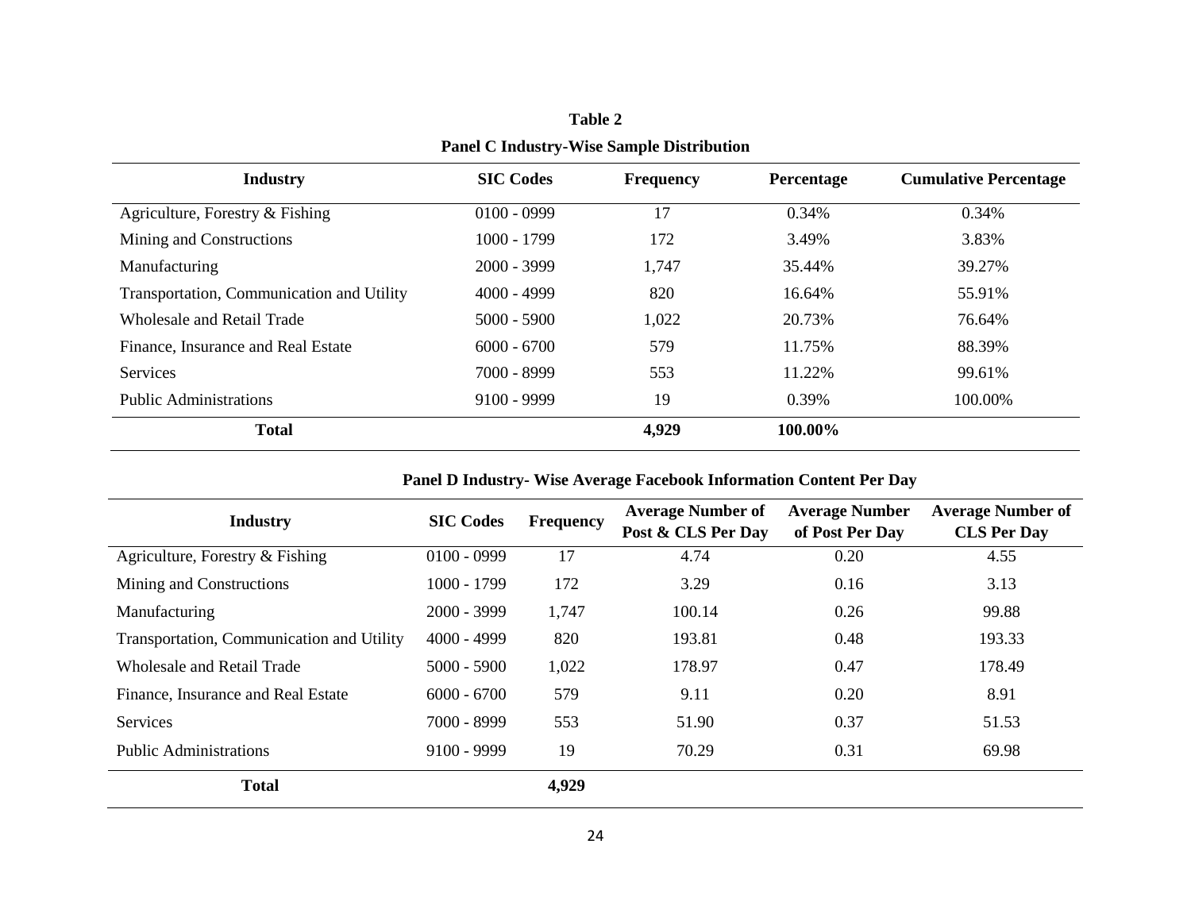**Table 2**

**Panel C Industry-Wise Sample Distribution**

| Industry | SIC Codes | Frequency | Percentage | Cumulative Percentage |
|---|---|---|---|---|
| Agriculture, Forestry & Fishing | 0100 - 0999 | 17 | 0.34% | 0.34% |
| Mining and Constructions | 1000 - 1799 | 172 | 3.49% | 3.83% |
| Manufacturing | 2000 - 3999 | 1,747 | 35.44% | 39.27% |
| Transportation, Communication and Utility | 4000 - 4999 | 820 | 16.64% | 55.91% |
| Wholesale and Retail Trade | 5000 - 5900 | 1,022 | 20.73% | 76.64% |
| Finance, Insurance and Real Estate | 6000 - 6700 | 579 | 11.75% | 88.39% |
| Services | 7000 - 8999 | 553 | 11.22% | 99.61% |
| Public Administrations | 9100 - 9999 | 19 | 0.39% | 100.00% |
| **Total** | | **4,929** | **100.00%** | |

**Panel D Industry- Wise Average Facebook Information Content Per Day**

| Industry | SIC Codes | Frequency | Average Number of Post & CLS Per Day | Average Number of Post Per Day | Average Number of CLS Per Day |
|---|---|---|---|---|---|
| Agriculture, Forestry & Fishing | 0100 - 0999 | 17 | 4.74 | 0.20 | 4.55 |
| Mining and Constructions | 1000 - 1799 | 172 | 3.29 | 0.16 | 3.13 |
| Manufacturing | 2000 - 3999 | 1,747 | 100.14 | 0.26 | 99.88 |
| Transportation, Communication and Utility | 4000 - 4999 | 820 | 193.81 | 0.48 | 193.33 |
| Wholesale and Retail Trade | 5000 - 5900 | 1,022 | 178.97 | 0.47 | 178.49 |
| Finance, Insurance and Real Estate | 6000 - 6700 | 579 | 9.11 | 0.20 | 8.91 |
| Services | 7000 - 8999 | 553 | 51.90 | 0.37 | 51.53 |
| Public Administrations | 9100 - 9999 | 19 | 70.29 | 0.31 | 69.98 |
| **Total** | | **4,929** | | | |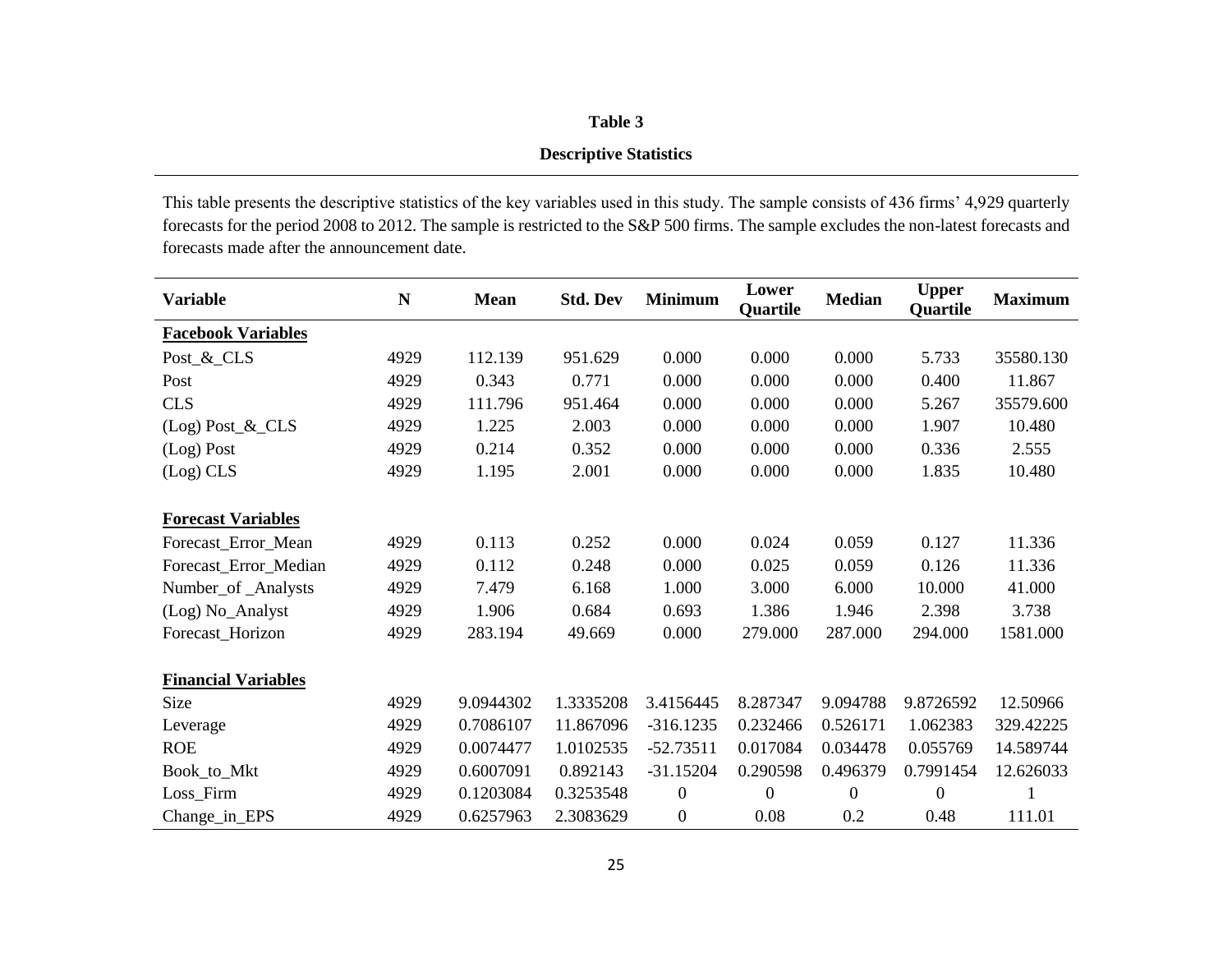**Table 3**

**Descriptive Statistics**

This table presents the descriptive statistics of the key variables used in this study. The sample consists of 436 firms' 4,929 quarterly forecasts for the period 2008 to 2012. The sample is restricted to the S&P 500 firms. The sample excludes the non-latest forecasts and forecasts made after the announcement date.

| Variable | N | Mean | Std. Dev | Minimum | Lower Quartile | Median | Upper Quartile | Maximum |
|---|---|---|---|---|---|---|---|---|
| **Facebook Variables** | | | | | | | | |
| Post_&_CLS | 4929 | 112.139 | 951.629 | 0.000 | 0.000 | 0.000 | 5.733 | 35580.130 |
| Post | 4929 | 0.343 | 0.771 | 0.000 | 0.000 | 0.000 | 0.400 | 11.867 |
| CLS | 4929 | 111.796 | 951.464 | 0.000 | 0.000 | 0.000 | 5.267 | 35579.600 |
| (Log) Post_&_CLS | 4929 | 1.225 | 2.003 | 0.000 | 0.000 | 0.000 | 1.907 | 10.480 |
| (Log) Post | 4929 | 0.214 | 0.352 | 0.000 | 0.000 | 0.000 | 0.336 | 2.555 |
| (Log) CLS | 4929 | 1.195 | 2.001 | 0.000 | 0.000 | 0.000 | 1.835 | 10.480 |
| **Forecast Variables** | | | | | | | | |
| Forecast_Error_Mean | 4929 | 0.113 | 0.252 | 0.000 | 0.024 | 0.059 | 0.127 | 11.336 |
| Forecast_Error_Median | 4929 | 0.112 | 0.248 | 0.000 | 0.025 | 0.059 | 0.126 | 11.336 |
| Number_of _Analysts | 4929 | 7.479 | 6.168 | 1.000 | 3.000 | 6.000 | 10.000 | 41.000 |
| (Log) No_Analyst | 4929 | 1.906 | 0.684 | 0.693 | 1.386 | 1.946 | 2.398 | 3.738 |
| Forecast_Horizon | 4929 | 283.194 | 49.669 | 0.000 | 279.000 | 287.000 | 294.000 | 1581.000 |
| **Financial Variables** | | | | | | | | |
| Size | 4929 | 9.0944302 | 1.3335208 | 3.4156445 | 8.287347 | 9.094788 | 9.8726592 | 12.50966 |
| Leverage | 4929 | 0.7086107 | 11.867096 | -316.1235 | 0.232466 | 0.526171 | 1.062383 | 329.42225 |
| ROE | 4929 | 0.0074477 | 1.0102535 | -52.73511 | 0.017084 | 0.034478 | 0.055769 | 14.589744 |
| Book_to_Mkt | 4929 | 0.6007091 | 0.892143 | -31.15204 | 0.290598 | 0.496379 | 0.7991454 | 12.626033 |
| Loss_Firm | 4929 | 0.1203084 | 0.3253548 | 0 | 0 | 0 | 0 | 1 |
| Change_in_EPS | 4929 | 0.6257963 | 2.3083629 | 0 | 0.08 | 0.2 | 0.48 | 111.01 |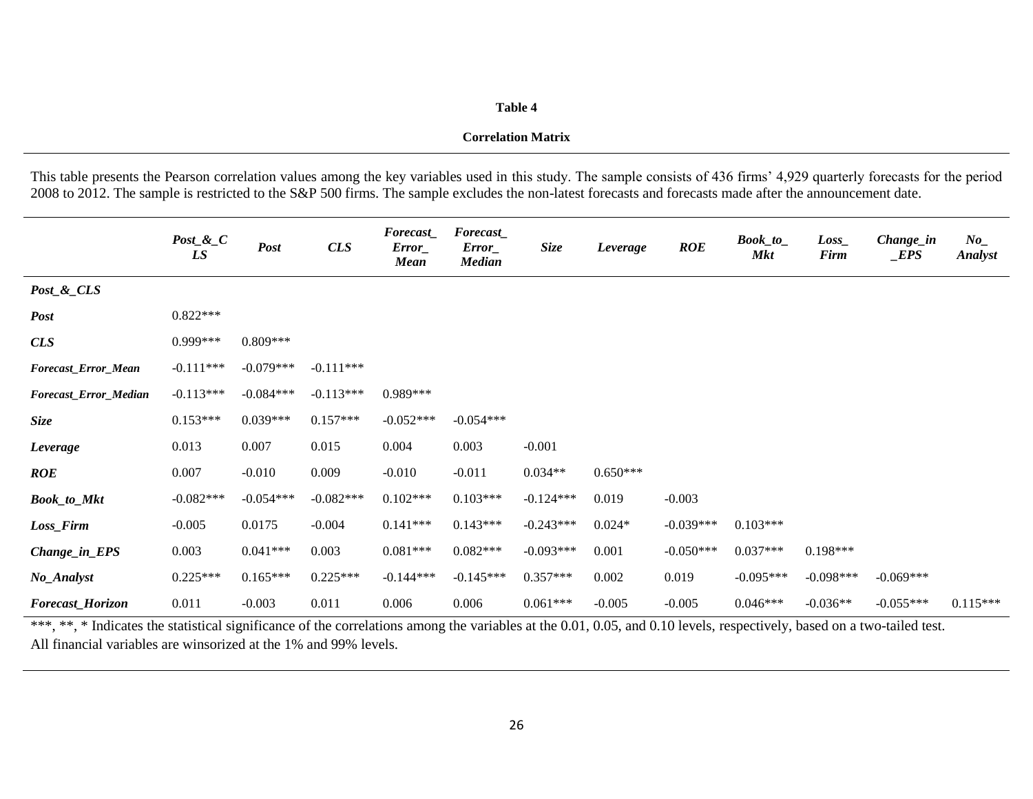**Table 4**

**Correlation Matrix**

This table presents the Pearson correlation values among the key variables used in this study. The sample consists of 436 firms' 4,929 quarterly forecasts for the period 2008 to 2012. The sample is restricted to the S&P 500 firms. The sample excludes the non-latest forecasts and forecasts made after the announcement date.

| | ***Post_&_CLS*** | ***Post*** | ***CLS*** | ***Forecast_Error_Mean*** | ***Forecast_Error_Median*** | ***Size*** | ***Leverage*** | ***ROE*** | ***Book_to_Mkt*** | ***Loss_Firm*** | ***Change_in_EPS*** | ***No_Analyst*** |
|---|---|---|---|---|---|---|---|---|---|---|---|---|
| ***Post_&_CLS*** | | | | | | | | | | | | |
| ***Post*** | 0.822*** | | | | | | | | | | | |
| ***CLS*** | 0.999*** | 0.809*** | | | | | | | | | | |
| ***Forecast_Error_Mean*** | -0.111*** | -0.079*** | -0.111*** | | | | | | | | | |
| ***Forecast_Error_Median*** | -0.113*** | -0.084*** | -0.113*** | 0.989*** | | | | | | | | |
| ***Size*** | 0.153*** | 0.039*** | 0.157*** | -0.052*** | -0.054*** | | | | | | | |
| ***Leverage*** | 0.013 | 0.007 | 0.015 | 0.004 | 0.003 | -0.001 | | | | | | |
| ***ROE*** | 0.007 | -0.010 | 0.009 | -0.010 | -0.011 | 0.034** | 0.650*** | | | | | |
| ***Book_to_Mkt*** | -0.082*** | -0.054*** | -0.082*** | 0.102*** | 0.103*** | -0.124*** | 0.019 | -0.003 | | | | |
| ***Loss_Firm*** | -0.005 | 0.0175 | -0.004 | 0.141*** | 0.143*** | -0.243*** | 0.024* | -0.039*** | 0.103*** | | | |
| ***Change_in_EPS*** | 0.003 | 0.041*** | 0.003 | 0.081*** | 0.082*** | -0.093*** | 0.001 | -0.050*** | 0.037*** | 0.198*** | | |
| ***No_Analyst*** | 0.225*** | 0.165*** | 0.225*** | -0.144*** | -0.145*** | 0.357*** | 0.002 | 0.019 | -0.095*** | -0.098*** | -0.069*** | |
| ***Forecast_Horizon*** | 0.011 | -0.003 | 0.011 | 0.006 | 0.006 | 0.061*** | -0.005 | -0.005 | 0.046*** | -0.036** | -0.055*** | 0.115*** |

***, **, * Indicates the statistical significance of the correlations among the variables at the 0.01, 0.05, and 0.10 levels, respectively, based on a two-tailed test.
All financial variables are winsorized at the 1% and 99% levels.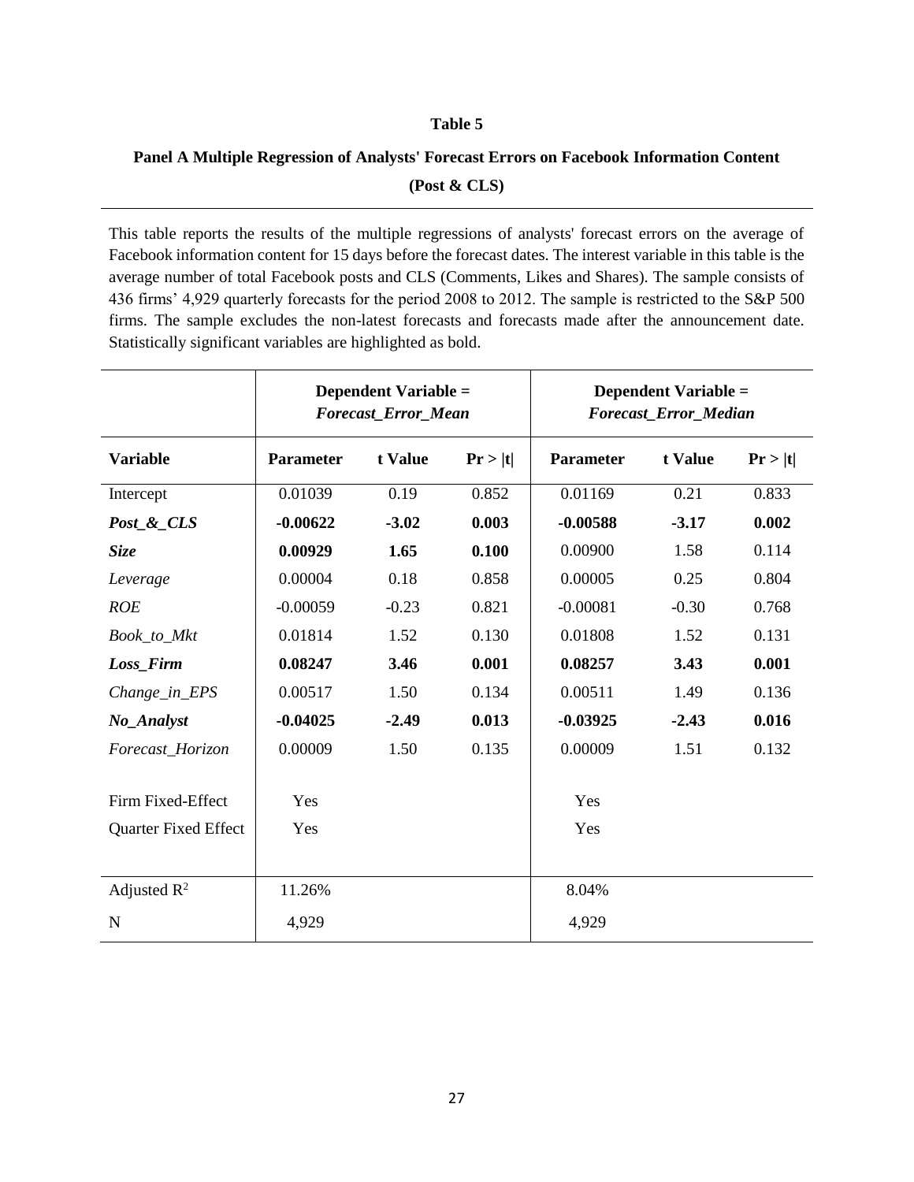# Table 5

## Panel A Multiple Regression of Analysts' Forecast Errors on Facebook Information Content (Post & CLS)

This table reports the results of the multiple regressions of analysts' forecast errors on the average of Facebook information content for 15 days before the forecast dates. The interest variable in this table is the average number of total Facebook posts and CLS (Comments, Likes and Shares). The sample consists of 436 firms' 4,929 quarterly forecasts for the period 2008 to 2012. The sample is restricted to the S&P 500 firms. The sample excludes the non-latest forecasts and forecasts made after the announcement date. Statistically significant variables are highlighted as bold.

| | **Dependent Variable = *Forecast_Error_Mean*** | | | **Dependent Variable = *Forecast_Error_Median*** | | |
|---|---|---|---|---|---|---|
| **Variable** | **Parameter** | **t Value** | **Pr > \|t\|** | **Parameter** | **t Value** | **Pr > \|t\|** |
| Intercept | 0.01039 | 0.19 | 0.852 | 0.01169 | 0.21 | 0.833 |
| ***Post_&_CLS*** | **-0.00622** | **-3.02** | **0.003** | **-0.00588** | **-3.17** | **0.002** |
| ***Size*** | **0.00929** | **1.65** | **0.100** | 0.00900 | 1.58 | 0.114 |
| *Leverage* | 0.00004 | 0.18 | 0.858 | 0.00005 | 0.25 | 0.804 |
| *ROE* | -0.00059 | -0.23 | 0.821 | -0.00081 | -0.30 | 0.768 |
| *Book_to_Mkt* | 0.01814 | 1.52 | 0.130 | 0.01808 | 1.52 | 0.131 |
| ***Loss_Firm*** | **0.08247** | **3.46** | **0.001** | **0.08257** | **3.43** | **0.001** |
| *Change_in_EPS* | 0.00517 | 1.50 | 0.134 | 0.00511 | 1.49 | 0.136 |
| ***No_Analyst*** | **-0.04025** | **-2.49** | **0.013** | **-0.03925** | **-2.43** | **0.016** |
| *Forecast_Horizon* | 0.00009 | 1.50 | 0.135 | 0.00009 | 1.51 | 0.132 |
| Firm Fixed-Effect | Yes | | | Yes | | |
| Quarter Fixed Effect | Yes | | | Yes | | |
| Adjusted $R^2$ | 11.26% | | | 8.04% | | |
| N | 4,929 | | | 4,929 | | |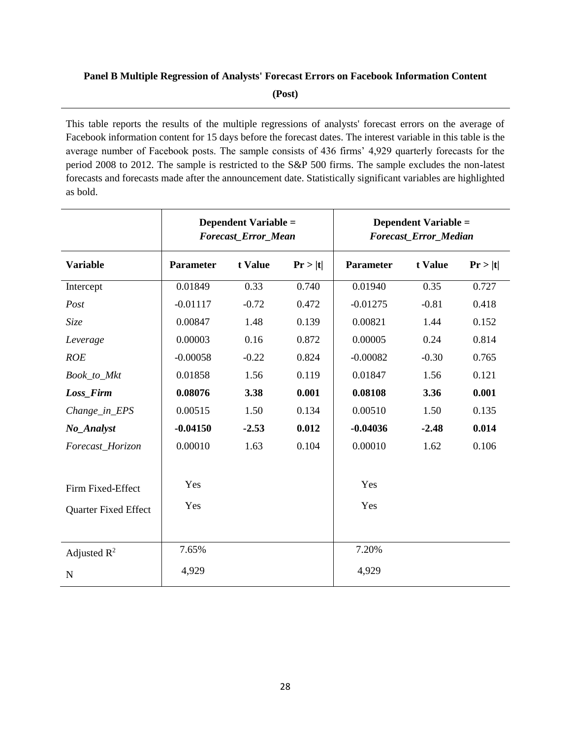**Panel B Multiple Regression of Analysts' Forecast Errors on Facebook Information Content (Post)**

This table reports the results of the multiple regressions of analysts' forecast errors on the average of Facebook information content for 15 days before the forecast dates. The interest variable in this table is the average number of Facebook posts. The sample consists of 436 firms' 4,929 quarterly forecasts for the period 2008 to 2012. The sample is restricted to the S&P 500 firms. The sample excludes the non-latest forecasts and forecasts made after the announcement date. Statistically significant variables are highlighted as bold.

| | Dependent Variable = *Forecast_Error_Mean* | | | Dependent Variable = *Forecast_Error_Median* | | |
|---|---|---|---|---|---|---|
| **Variable** | **Parameter** | **t Value** | **Pr > \|t\|** | **Parameter** | **t Value** | **Pr > \|t\|** |
| Intercept | 0.01849 | 0.33 | 0.740 | 0.01940 | 0.35 | 0.727 |
| *Post* | -0.01117 | -0.72 | 0.472 | -0.01275 | -0.81 | 0.418 |
| *Size* | 0.00847 | 1.48 | 0.139 | 0.00821 | 1.44 | 0.152 |
| *Leverage* | 0.00003 | 0.16 | 0.872 | 0.00005 | 0.24 | 0.814 |
| *ROE* | -0.00058 | -0.22 | 0.824 | -0.00082 | -0.30 | 0.765 |
| *Book_to_Mkt* | 0.01858 | 1.56 | 0.119 | 0.01847 | 1.56 | 0.121 |
| ***Loss_Firm*** | **0.08076** | **3.38** | **0.001** | **0.08108** | **3.36** | **0.001** |
| *Change_in_EPS* | 0.00515 | 1.50 | 0.134 | 0.00510 | 1.50 | 0.135 |
| ***No_Analyst*** | **-0.04150** | **-2.53** | **0.012** | **-0.04036** | **-2.48** | **0.014** |
| *Forecast_Horizon* | 0.00010 | 1.63 | 0.104 | 0.00010 | 1.62 | 0.106 |
| Firm Fixed-Effect | Yes | | | Yes | | |
| Quarter Fixed Effect | Yes | | | Yes | | |
| Adjusted $R^2$ | 7.65% | | | 7.20% | | |
| N | 4,929 | | | 4,929 | | |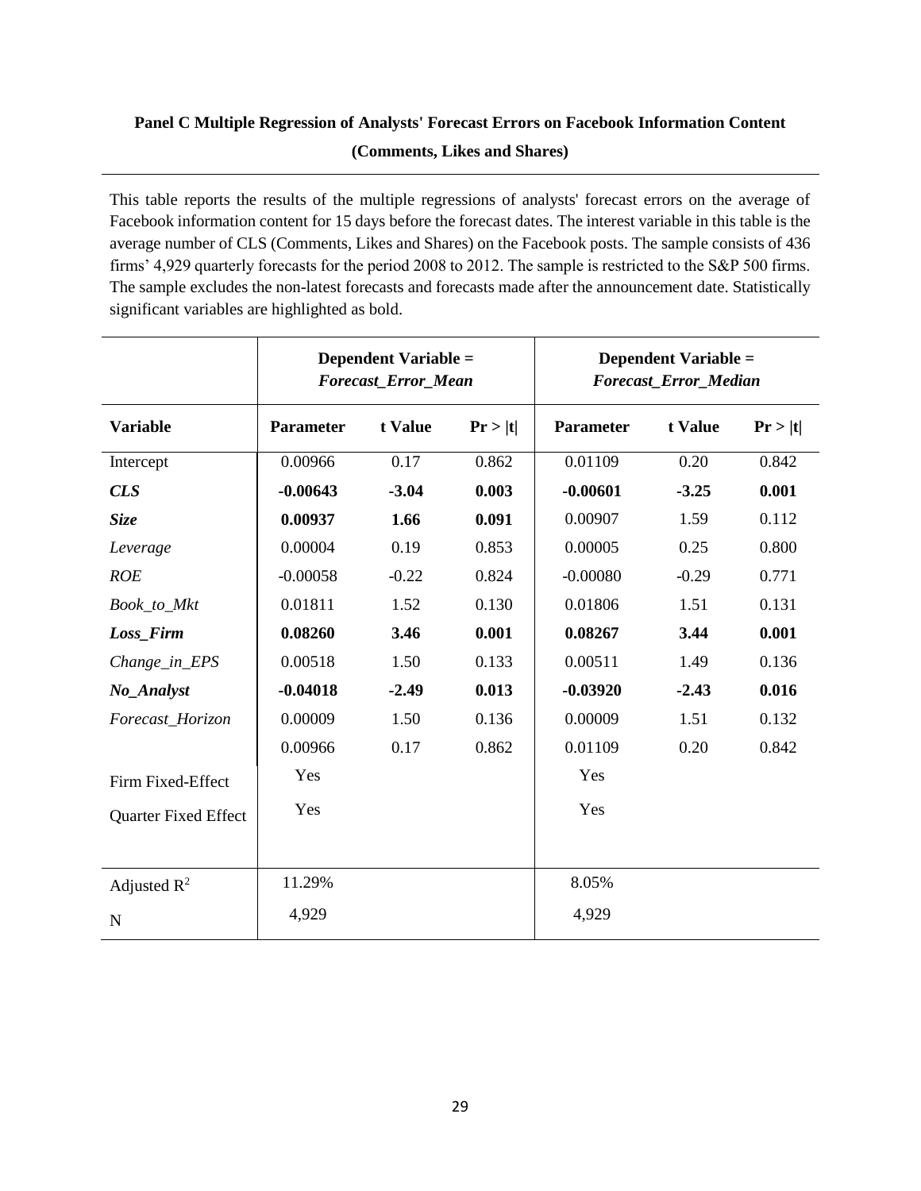**Panel C Multiple Regression of Analysts' Forecast Errors on Facebook Information Content (Comments, Likes and Shares)**

This table reports the results of the multiple regressions of analysts' forecast errors on the average of Facebook information content for 15 days before the forecast dates. The interest variable in this table is the average number of CLS (Comments, Likes and Shares) on the Facebook posts. The sample consists of 436 firms' 4,929 quarterly forecasts for the period 2008 to 2012. The sample is restricted to the S&P 500 firms. The sample excludes the non-latest forecasts and forecasts made after the announcement date. Statistically significant variables are highlighted as bold.

| | Dependent Variable = *Forecast_Error_Mean* | | | Dependent Variable = *Forecast_Error_Median* | | |
|---|---|---|---|---|---|---|
| **Variable** | **Parameter** | **t Value** | **Pr > \|t\|** | **Parameter** | **t Value** | **Pr > \|t\|** |
| Intercept | 0.00966 | 0.17 | 0.862 | 0.01109 | 0.20 | 0.842 |
| ***CLS*** | **-0.00643** | **-3.04** | **0.003** | **-0.00601** | **-3.25** | **0.001** |
| ***Size*** | **0.00937** | **1.66** | **0.091** | 0.00907 | 1.59 | 0.112 |
| *Leverage* | 0.00004 | 0.19 | 0.853 | 0.00005 | 0.25 | 0.800 |
| *ROE* | -0.00058 | -0.22 | 0.824 | -0.00080 | -0.29 | 0.771 |
| *Book_to_Mkt* | 0.01811 | 1.52 | 0.130 | 0.01806 | 1.51 | 0.131 |
| ***Loss_Firm*** | **0.08260** | **3.46** | **0.001** | **0.08267** | **3.44** | **0.001** |
| *Change_in_EPS* | 0.00518 | 1.50 | 0.133 | 0.00511 | 1.49 | 0.136 |
| ***No_Analyst*** | **-0.04018** | **-2.49** | **0.013** | **-0.03920** | **-2.43** | **0.016** |
| *Forecast_Horizon* | 0.00009 | 1.50 | 0.136 | 0.00009 | 1.51 | 0.132 |
| | 0.00966 | 0.17 | 0.862 | 0.01109 | 0.20 | 0.842 |
| Firm Fixed-Effect | Yes | | | Yes | | |
| Quarter Fixed Effect | Yes | | | Yes | | |
| Adjusted $R^2$ | 11.29% | | | 8.05% | | |
| N | 4,929 | | | 4,929 | | |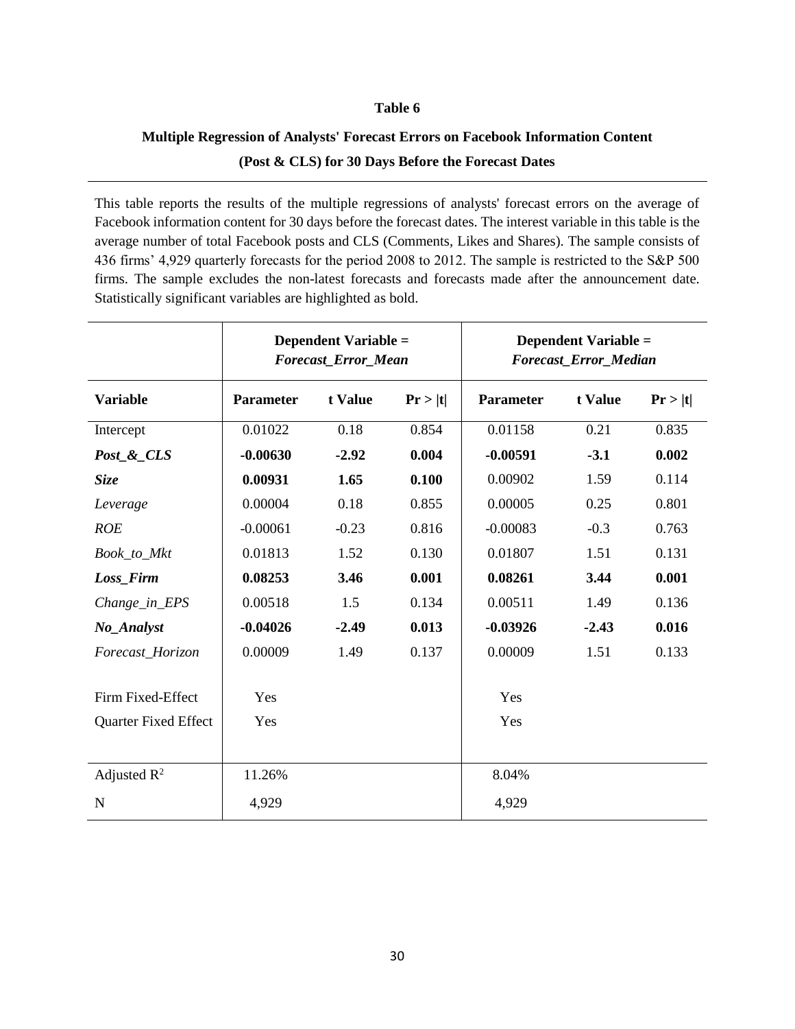**Table 6**

**Multiple Regression of Analysts' Forecast Errors on Facebook Information Content (Post & CLS) for 30 Days Before the Forecast Dates**

This table reports the results of the multiple regressions of analysts' forecast errors on the average of Facebook information content for 30 days before the forecast dates. The interest variable in this table is the average number of total Facebook posts and CLS (Comments, Likes and Shares). The sample consists of 436 firms' 4,929 quarterly forecasts for the period 2008 to 2012. The sample is restricted to the S&P 500 firms. The sample excludes the non-latest forecasts and forecasts made after the announcement date. Statistically significant variables are highlighted as bold.

| | **Dependent Variable = *Forecast_Error_Mean*** | | | **Dependent Variable = *Forecast_Error_Median*** | | |
|---|---|---|---|---|---|---|
| **Variable** | **Parameter** | **t Value** | **Pr > \|t\|** | **Parameter** | **t Value** | **Pr > \|t\|** |
| Intercept | 0.01022 | 0.18 | 0.854 | 0.01158 | 0.21 | 0.835 |
| ***Post_&_CLS*** | **-0.00630** | **-2.92** | **0.004** | **-0.00591** | **-3.1** | **0.002** |
| ***Size*** | **0.00931** | **1.65** | **0.100** | 0.00902 | 1.59 | 0.114 |
| *Leverage* | 0.00004 | 0.18 | 0.855 | 0.00005 | 0.25 | 0.801 |
| *ROE* | -0.00061 | -0.23 | 0.816 | -0.00083 | -0.3 | 0.763 |
| *Book_to_Mkt* | 0.01813 | 1.52 | 0.130 | 0.01807 | 1.51 | 0.131 |
| ***Loss_Firm*** | **0.08253** | **3.46** | **0.001** | **0.08261** | **3.44** | **0.001** |
| *Change_in_EPS* | 0.00518 | 1.5 | 0.134 | 0.00511 | 1.49 | 0.136 |
| ***No_Analyst*** | **-0.04026** | **-2.49** | **0.013** | **-0.03926** | **-2.43** | **0.016** |
| *Forecast_Horizon* | 0.00009 | 1.49 | 0.137 | 0.00009 | 1.51 | 0.133 |
| Firm Fixed-Effect | Yes | | | Yes | | |
| Quarter Fixed Effect | Yes | | | Yes | | |
| Adjusted $R^2$ | 11.26% | | | 8.04% | | |
| N | 4,929 | | | 4,929 | | |